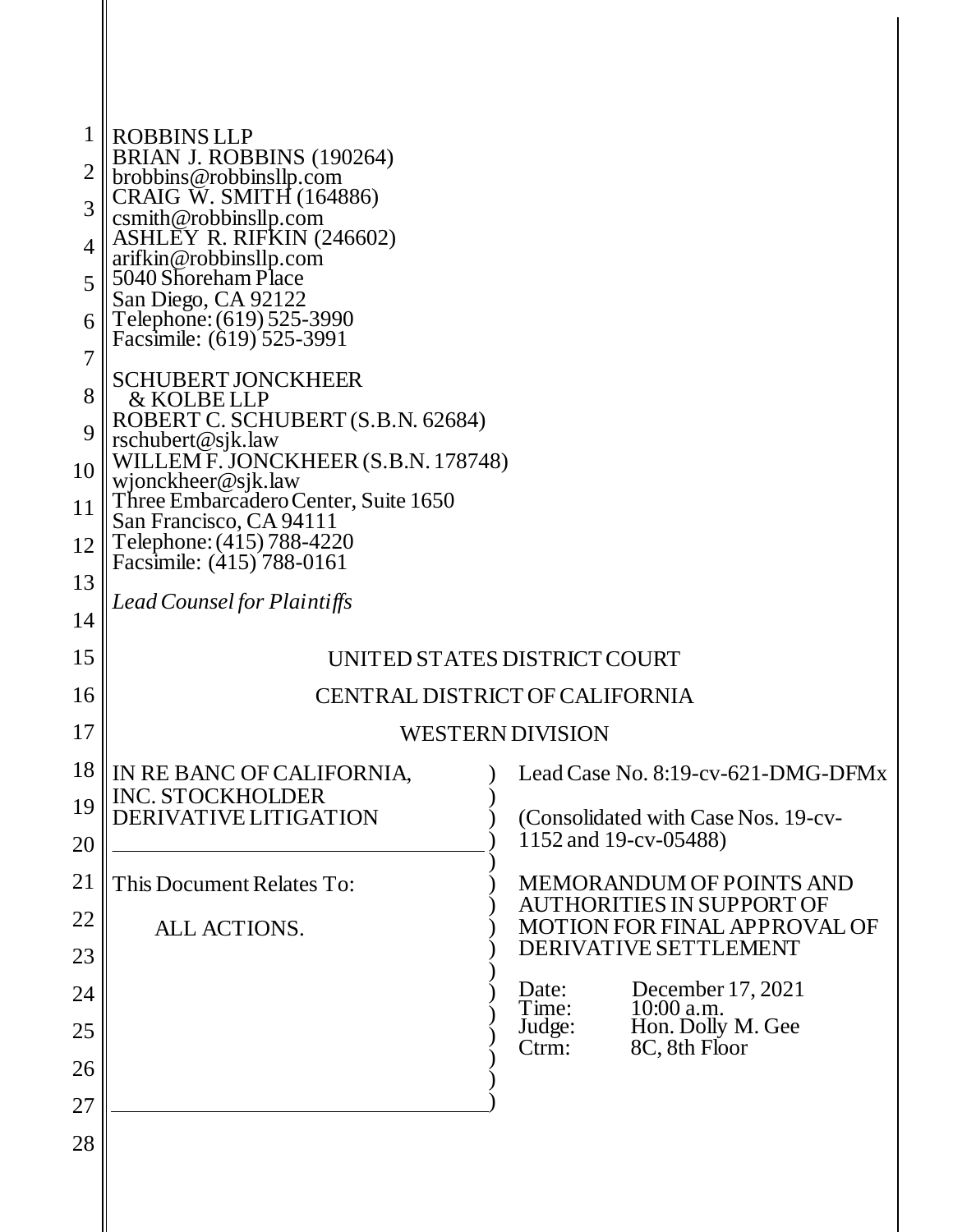ROBBINS LLP
BRIAN J. ROBBINS (190264)
brobbins@robbinsllp.com
CRAIG W. SMITH (164886)
csmith@robbinsllp.com
ASHLEY R. RIFKIN (246602)
arifkin@robbinsllp.com
5040 Shoreham Place
San Diego, CA 92122
Telephone: (619) 525-3990
Facsimile: (619) 525-3991

SCHUBERT JONCKHEER & KOLBE LLP
ROBERT C. SCHUBERT (S.B.N. 62684)
rschubert@sjk.law
WILLEM F. JONCKHEER (S.B.N. 178748)
wjonckheer@sjk.law
Three Embarcadero Center, Suite 1650
San Francisco, CA 94111
Telephone: (415) 788-4220
Facsimile: (415) 788-0161

*Lead Counsel for Plaintiffs*

UNITED STATES DISTRICT COURT

CENTRAL DISTRICT OF CALIFORNIA

WESTERN DIVISION

| | |
|---|---|
| IN RE BANC OF CALIFORNIA, INC. STOCKHOLDER DERIVATIVE LITIGATION | Lead Case No. 8:19-cv-621-DMG-DFMx |
| | (Consolidated with Case Nos. 19-cv-1152 and 19-cv-05488) |
| This Document Relates To: | MEMORANDUM OF POINTS AND AUTHORITIES IN SUPPORT OF MOTION FOR FINAL APPROVAL OF DERIVATIVE SETTLEMENT |
| ALL ACTIONS. | Date: December 17, 2021<br>Time: 10:00 a.m.<br>Judge: Hon. Dolly M. Gee<br>Ctrm: 8C, 8th Floor |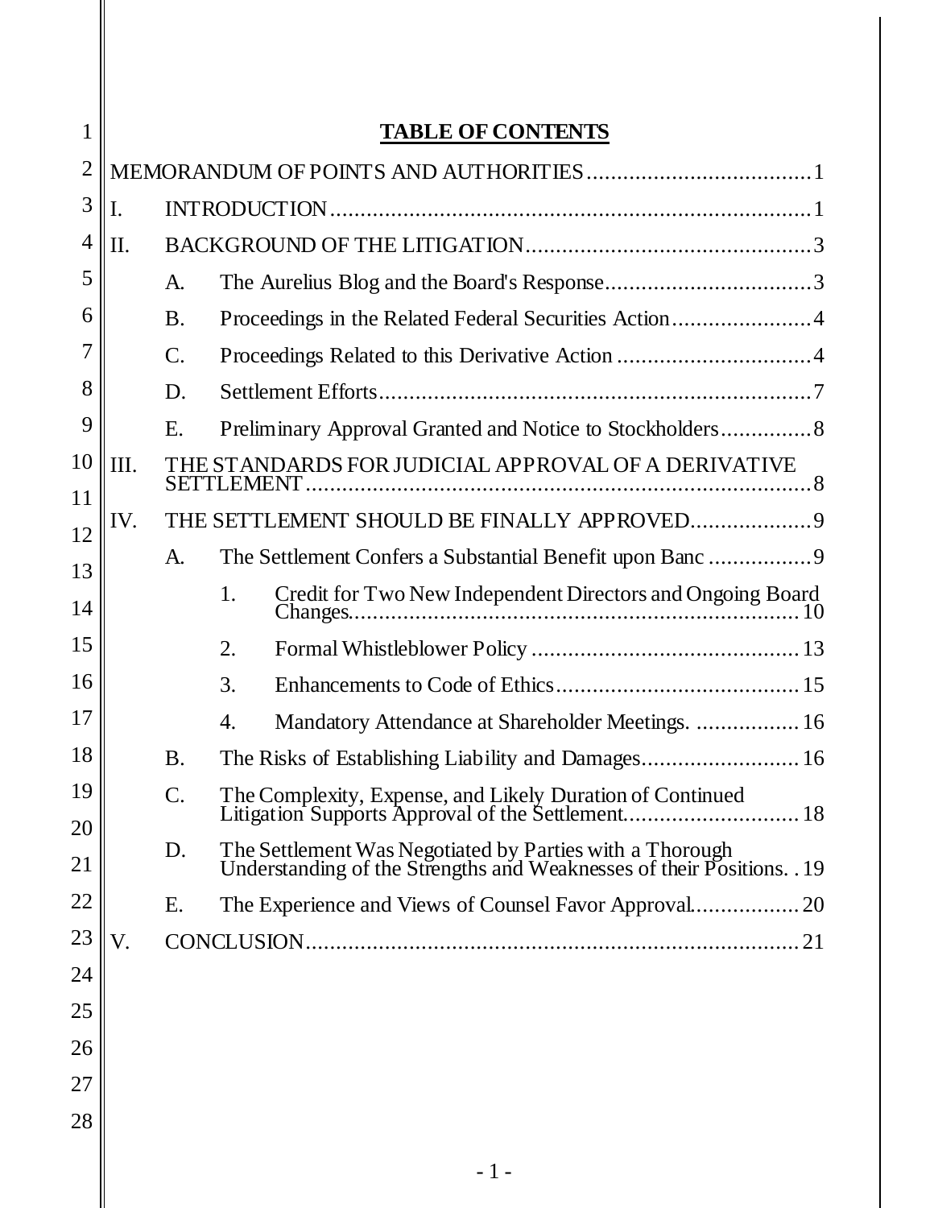## TABLE OF CONTENTS

MEMORANDUM OF POINTS AND AUTHORITIES ..................................... 1

I. INTRODUCTION ..................................... 1

II. BACKGROUND OF THE LITIGATION ..................................... 3

- A. The Aurelius Blog and the Board's Response ..................................... 3
- B. Proceedings in the Related Federal Securities Action ..................................... 4
- C. Proceedings Related to this Derivative Action ..................................... 4
- D. Settlement Efforts ..................................... 7
- E. Preliminary Approval Granted and Notice to Stockholders ..................................... 8

III. THE STANDARDS FOR JUDICIAL APPROVAL OF A DERIVATIVE SETTLEMENT ..................................... 8

IV. THE SETTLEMENT SHOULD BE FINALLY APPROVED ..................................... 9

- A. The Settlement Confers a Substantial Benefit upon Banc ..................................... 9
  1. Credit for Two New Independent Directors and Ongoing Board Changes ..................................... 10
  2. Formal Whistleblower Policy ..................................... 13
  3. Enhancements to Code of Ethics ..................................... 15
  4. Mandatory Attendance at Shareholder Meetings. ..................................... 16
- B. The Risks of Establishing Liability and Damages ..................................... 16
- C. The Complexity, Expense, and Likely Duration of Continued Litigation Supports Approval of the Settlement ..................................... 18
- D. The Settlement Was Negotiated by Parties with a Thorough Understanding of the Strengths and Weaknesses of their Positions. ..................................... 19
- E. The Experience and Views of Counsel Favor Approval ..................................... 20

V. CONCLUSION ..................................... 21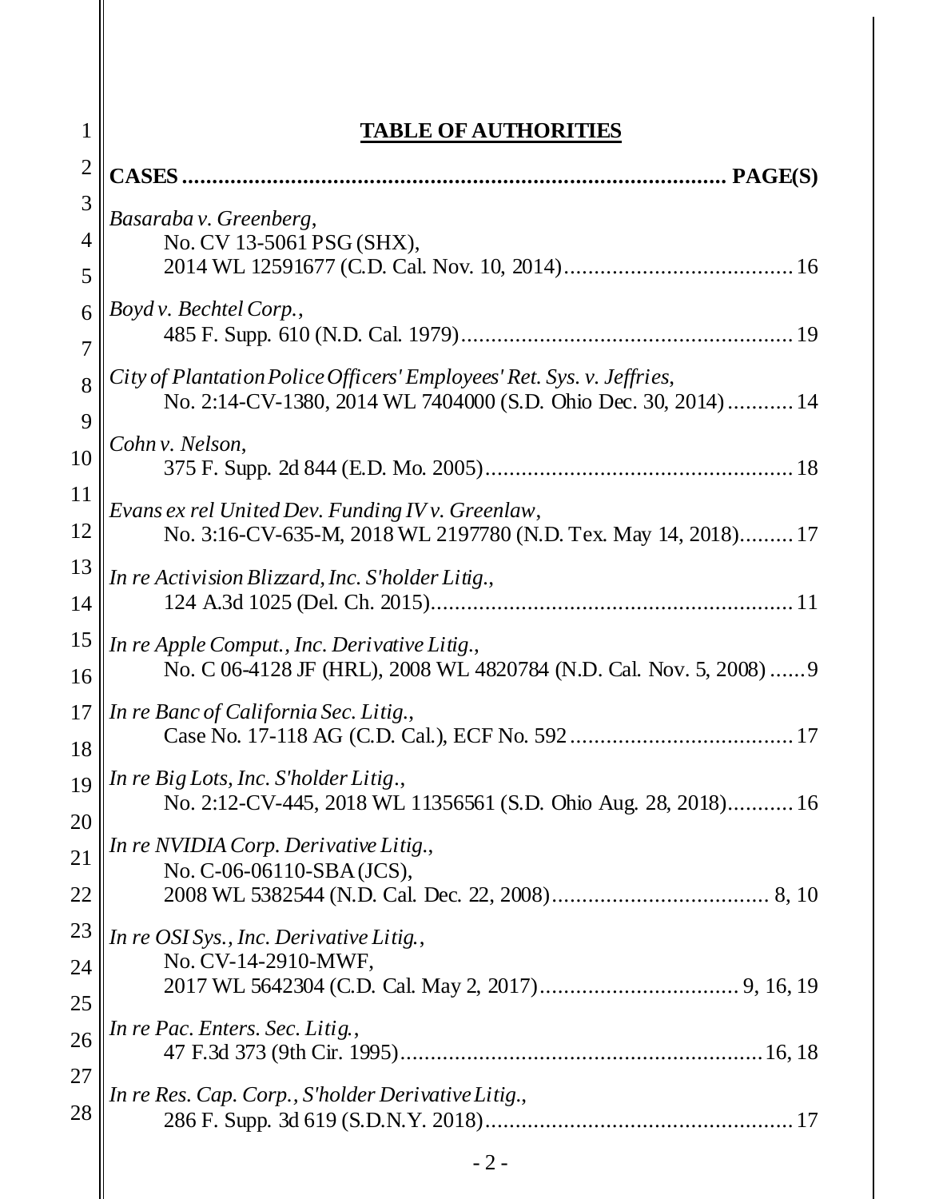# TABLE OF AUTHORITIES

**CASES .............................................................................................. PAGE(S)**

*Basaraba v. Greenberg*,
No. CV 13-5061 PSG (SHX),
2014 WL 12591677 (C.D. Cal. Nov. 10, 2014)........................................ 16

*Boyd v. Bechtel Corp.*,
485 F. Supp. 610 (N.D. Cal. 1979)......................................................... 19

*City of Plantation Police Officers' Employees' Ret. Sys. v. Jeffries*,
No. 2:14-CV-1380, 2014 WL 7404000 (S.D. Ohio Dec. 30, 2014) ........... 14

*Cohn v. Nelson*,
375 F. Supp. 2d 844 (E.D. Mo. 2005).................................................... 18

*Evans ex rel United Dev. Funding IV v. Greenlaw*,
No. 3:16-CV-635-M, 2018 WL 2197780 (N.D. Tex. May 14, 2018)......... 17

*In re Activision Blizzard, Inc. S'holder Litig.*,
124 A.3d 1025 (Del. Ch. 2015)............................................................. 11

*In re Apple Comput., Inc. Derivative Litig.*,
No. C 06-4128 JF (HRL), 2008 WL 4820784 (N.D. Cal. Nov. 5, 2008) ...... 9

*In re Banc of California Sec. Litig.*,
Case No. 17-118 AG (C.D. Cal.), ECF No. 592 ...................................... 17

*In re Big Lots, Inc. S'holder Litig.*,
No. 2:12-CV-445, 2018 WL 11356561 (S.D. Ohio Aug. 28, 2018)........... 16

*In re NVIDIA Corp. Derivative Litig.*,
No. C-06-06110-SBA (JCS),
2008 WL 5382544 (N.D. Cal. Dec. 22, 2008)..................................... 8, 10

*In re OSI Sys., Inc. Derivative Litig.*,
No. CV-14-2910-MWF,
2017 WL 5642304 (C.D. Cal. May 2, 2017)................................. 9, 16, 19

*In re Pac. Enters. Sec. Litig.*,
47 F.3d 373 (9th Cir. 1995)............................................................. 16, 18

*In re Res. Cap. Corp., S'holder Derivative Litig.*,
286 F. Supp. 3d 619 (S.D.N.Y. 2018).................................................... 17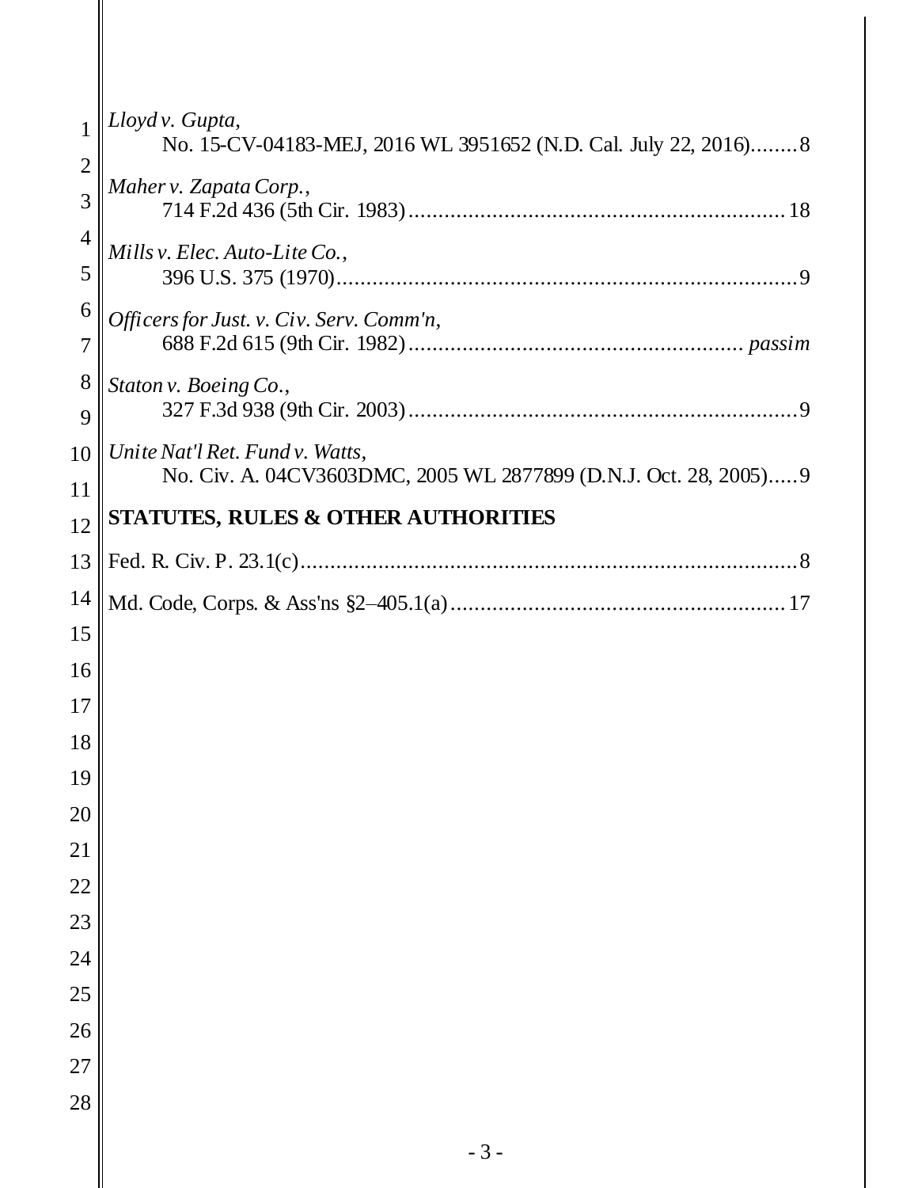*Lloyd v. Gupta*,
No. 15-CV-04183-MEJ, 2016 WL 3951652 (N.D. Cal. July 22, 2016)........8

*Maher v. Zapata Corp.*,
714 F.2d 436 (5th Cir. 1983)...............................................................18

*Mills v. Elec. Auto-Lite Co.*,
396 U.S. 375 (1970).............................................................................9

*Officers for Just. v. Civ. Serv. Comm'n*,
688 F.2d 615 (9th Cir. 1982)...................................................... *passim*

*Staton v. Boeing Co.*,
327 F.3d 938 (9th Cir. 2003).................................................................9

*Unite Nat'l Ret. Fund v. Watts*,
No. Civ. A. 04CV3603DMC, 2005 WL 2877899 (D.N.J. Oct. 28, 2005).....9

**STATUTES, RULES & OTHER AUTHORITIES**

Fed. R. Civ. P. 23.1(c)..................................................................................8

Md. Code, Corps. & Ass'ns §2–405.1(a)........................................................17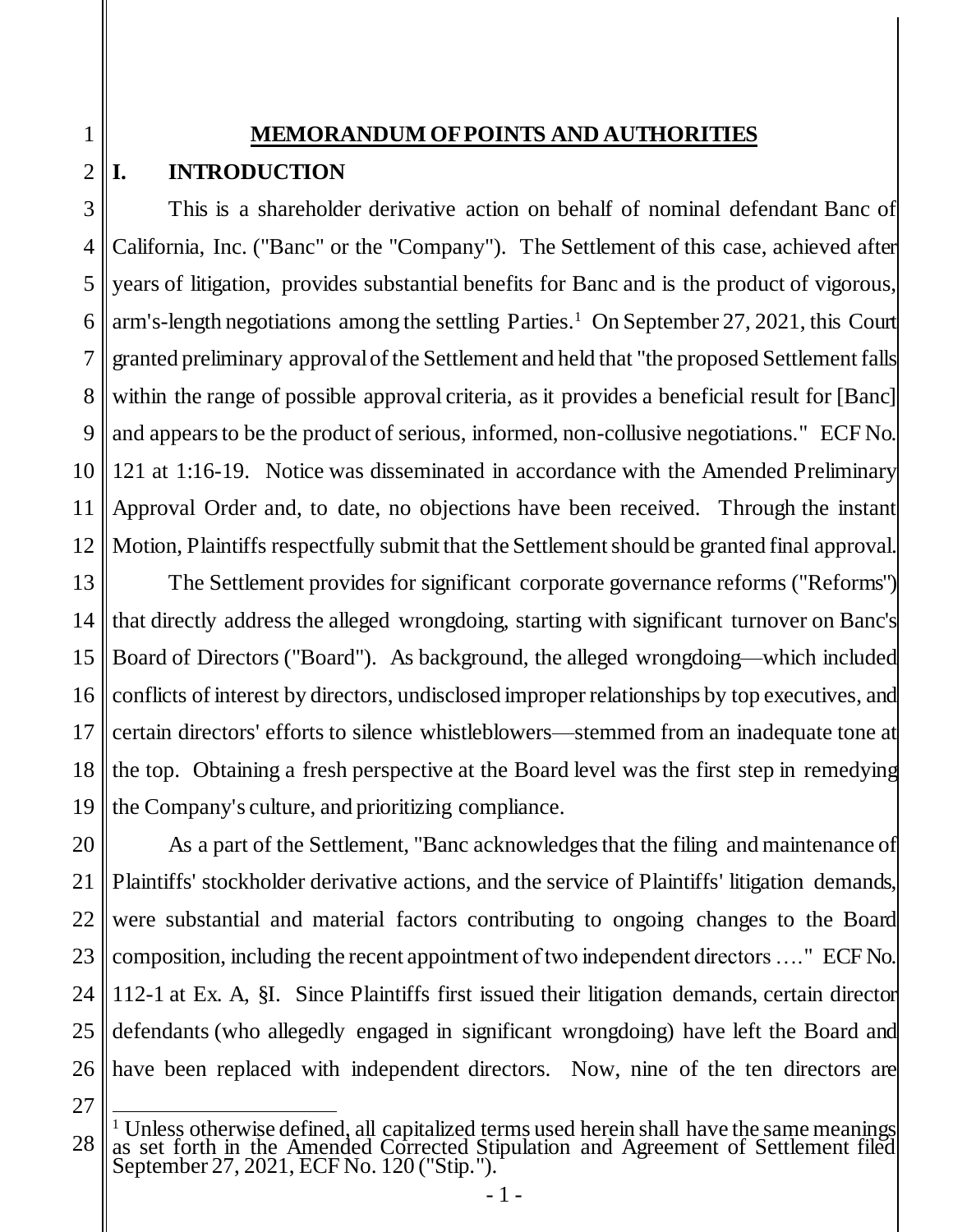# MEMORANDUM OF POINTS AND AUTHORITIES

## I. INTRODUCTION

This is a shareholder derivative action on behalf of nominal defendant Banc of California, Inc. ("Banc" or the "Company"). The Settlement of this case, achieved after years of litigation, provides substantial benefits for Banc and is the product of vigorous, arm's-length negotiations among the settling Parties.[1] On September 27, 2021, this Court granted preliminary approval of the Settlement and held that "the proposed Settlement falls within the range of possible approval criteria, as it provides a beneficial result for [Banc] and appears to be the product of serious, informed, non-collusive negotiations." ECF No. 121 at 1:16-19. Notice was disseminated in accordance with the Amended Preliminary Approval Order and, to date, no objections have been received. Through the instant Motion, Plaintiffs respectfully submit that the Settlement should be granted final approval.

The Settlement provides for significant corporate governance reforms ("Reforms") that directly address the alleged wrongdoing, starting with significant turnover on Banc's Board of Directors ("Board"). As background, the alleged wrongdoing—which included conflicts of interest by directors, undisclosed improper relationships by top executives, and certain directors' efforts to silence whistleblowers—stemmed from an inadequate tone at the top. Obtaining a fresh perspective at the Board level was the first step in remedying the Company's culture, and prioritizing compliance.

As a part of the Settlement, "Banc acknowledges that the filing and maintenance of Plaintiffs' stockholder derivative actions, and the service of Plaintiffs' litigation demands, were substantial and material factors contributing to ongoing changes to the Board composition, including the recent appointment of two independent directors …." ECF No. 112-1 at Ex. A, §I. Since Plaintiffs first issued their litigation demands, certain director defendants (who allegedly engaged in significant wrongdoing) have left the Board and have been replaced with independent directors. Now, nine of the ten directors are

---

[1] Unless otherwise defined, all capitalized terms used herein shall have the same meanings as set forth in the Amended Corrected Stipulation and Agreement of Settlement filed September 27, 2021, ECF No. 120 ("Stip.").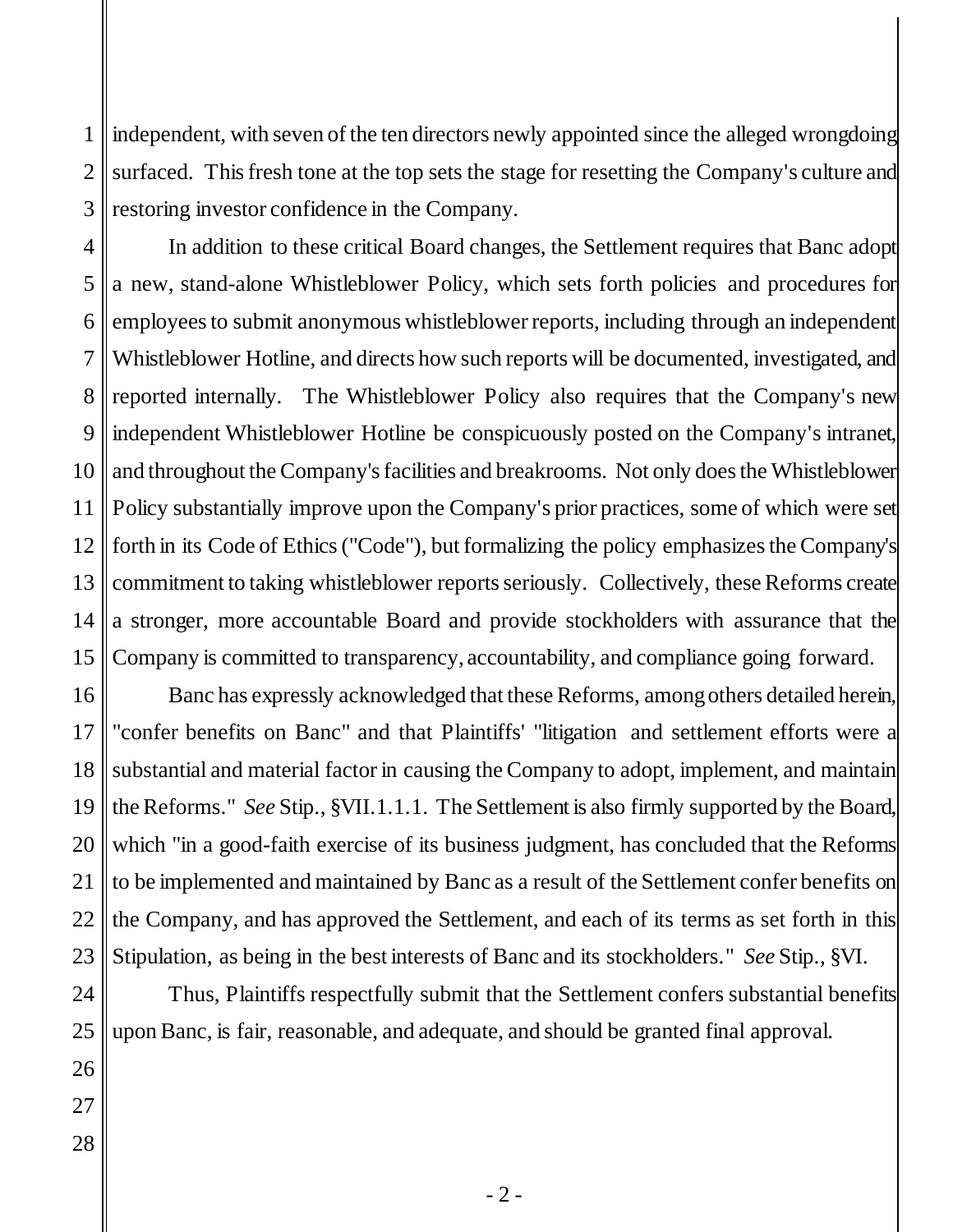independent, with seven of the ten directors newly appointed since the alleged wrongdoing surfaced. This fresh tone at the top sets the stage for resetting the Company's culture and restoring investor confidence in the Company.

In addition to these critical Board changes, the Settlement requires that Banc adopt a new, stand-alone Whistleblower Policy, which sets forth policies and procedures for employees to submit anonymous whistleblower reports, including through an independent Whistleblower Hotline, and directs how such reports will be documented, investigated, and reported internally. The Whistleblower Policy also requires that the Company's new independent Whistleblower Hotline be conspicuously posted on the Company's intranet, and throughout the Company's facilities and breakrooms. Not only does the Whistleblower Policy substantially improve upon the Company's prior practices, some of which were set forth in its Code of Ethics ("Code"), but formalizing the policy emphasizes the Company's commitment to taking whistleblower reports seriously. Collectively, these Reforms create a stronger, more accountable Board and provide stockholders with assurance that the Company is committed to transparency, accountability, and compliance going forward.

Banc has expressly acknowledged that these Reforms, among others detailed herein, "confer benefits on Banc" and that Plaintiffs' "litigation and settlement efforts were a substantial and material factor in causing the Company to adopt, implement, and maintain the Reforms." *See* Stip., §VII.1.1.1. The Settlement is also firmly supported by the Board, which "in a good-faith exercise of its business judgment, has concluded that the Reforms to be implemented and maintained by Banc as a result of the Settlement confer benefits on the Company, and has approved the Settlement, and each of its terms as set forth in this Stipulation, as being in the best interests of Banc and its stockholders." *See* Stip., §VI.

Thus, Plaintiffs respectfully submit that the Settlement confers substantial benefits upon Banc, is fair, reasonable, and adequate, and should be granted final approval.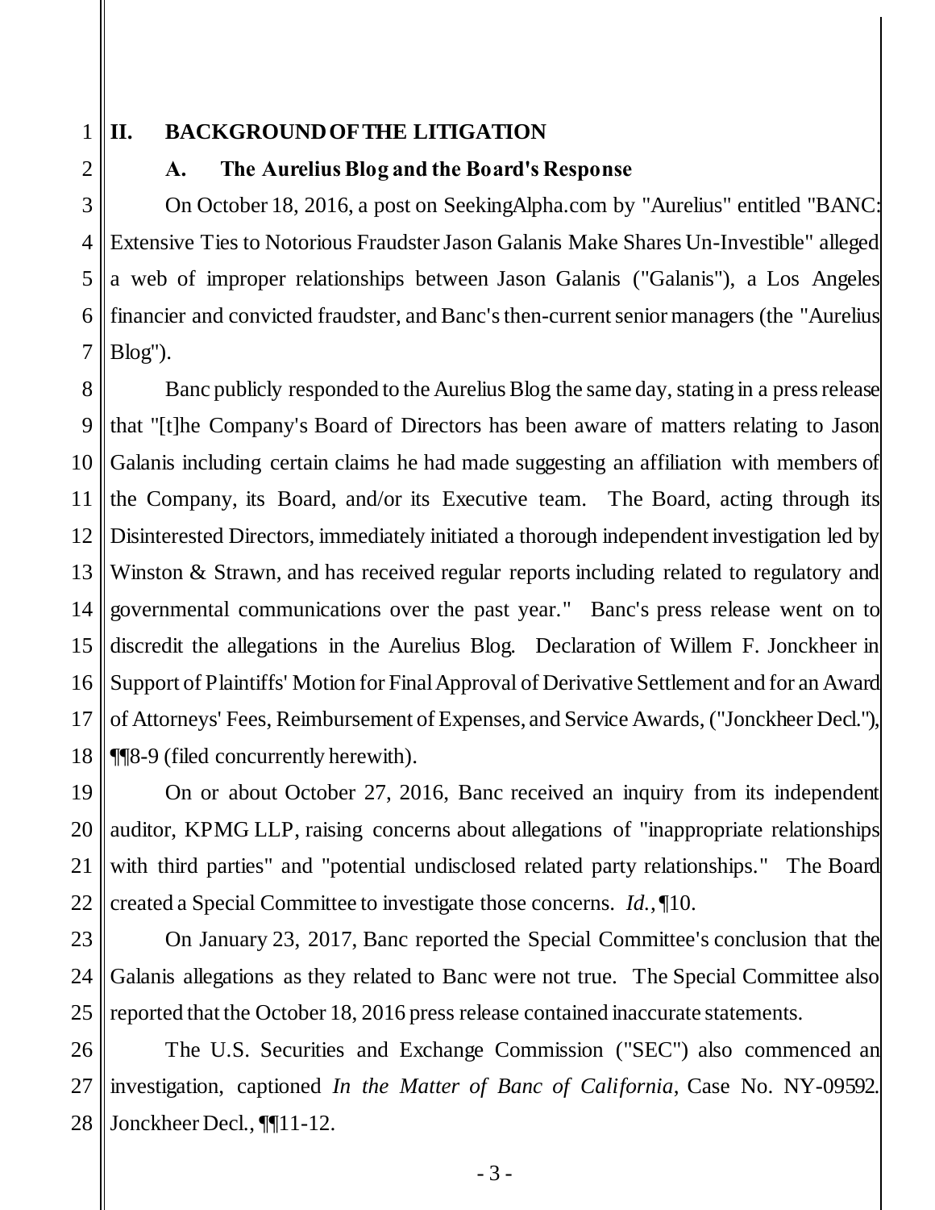## II. BACKGROUND OF THE LITIGATION

### A. The Aurelius Blog and the Board's Response

On October 18, 2016, a post on SeekingAlpha.com by "Aurelius" entitled "BANC: Extensive Ties to Notorious Fraudster Jason Galanis Make Shares Un-Investible" alleged a web of improper relationships between Jason Galanis ("Galanis"), a Los Angeles financier and convicted fraudster, and Banc's then-current senior managers (the "Aurelius Blog").

Banc publicly responded to the Aurelius Blog the same day, stating in a press release that "[t]he Company's Board of Directors has been aware of matters relating to Jason Galanis including certain claims he had made suggesting an affiliation with members of the Company, its Board, and/or its Executive team. The Board, acting through its Disinterested Directors, immediately initiated a thorough independent investigation led by Winston & Strawn, and has received regular reports including related to regulatory and governmental communications over the past year." Banc's press release went on to discredit the allegations in the Aurelius Blog. Declaration of Willem F. Jonckheer in Support of Plaintiffs' Motion for Final Approval of Derivative Settlement and for an Award of Attorneys' Fees, Reimbursement of Expenses, and Service Awards, ("Jonckheer Decl."), ¶¶8-9 (filed concurrently herewith).

On or about October 27, 2016, Banc received an inquiry from its independent auditor, KPMG LLP, raising concerns about allegations of "inappropriate relationships with third parties" and "potential undisclosed related party relationships." The Board created a Special Committee to investigate those concerns. *Id.*, ¶10.

On January 23, 2017, Banc reported the Special Committee's conclusion that the Galanis allegations as they related to Banc were not true. The Special Committee also reported that the October 18, 2016 press release contained inaccurate statements.

The U.S. Securities and Exchange Commission ("SEC") also commenced an investigation, captioned *In the Matter of Banc of California*, Case No. NY-09592. Jonckheer Decl., ¶¶11-12.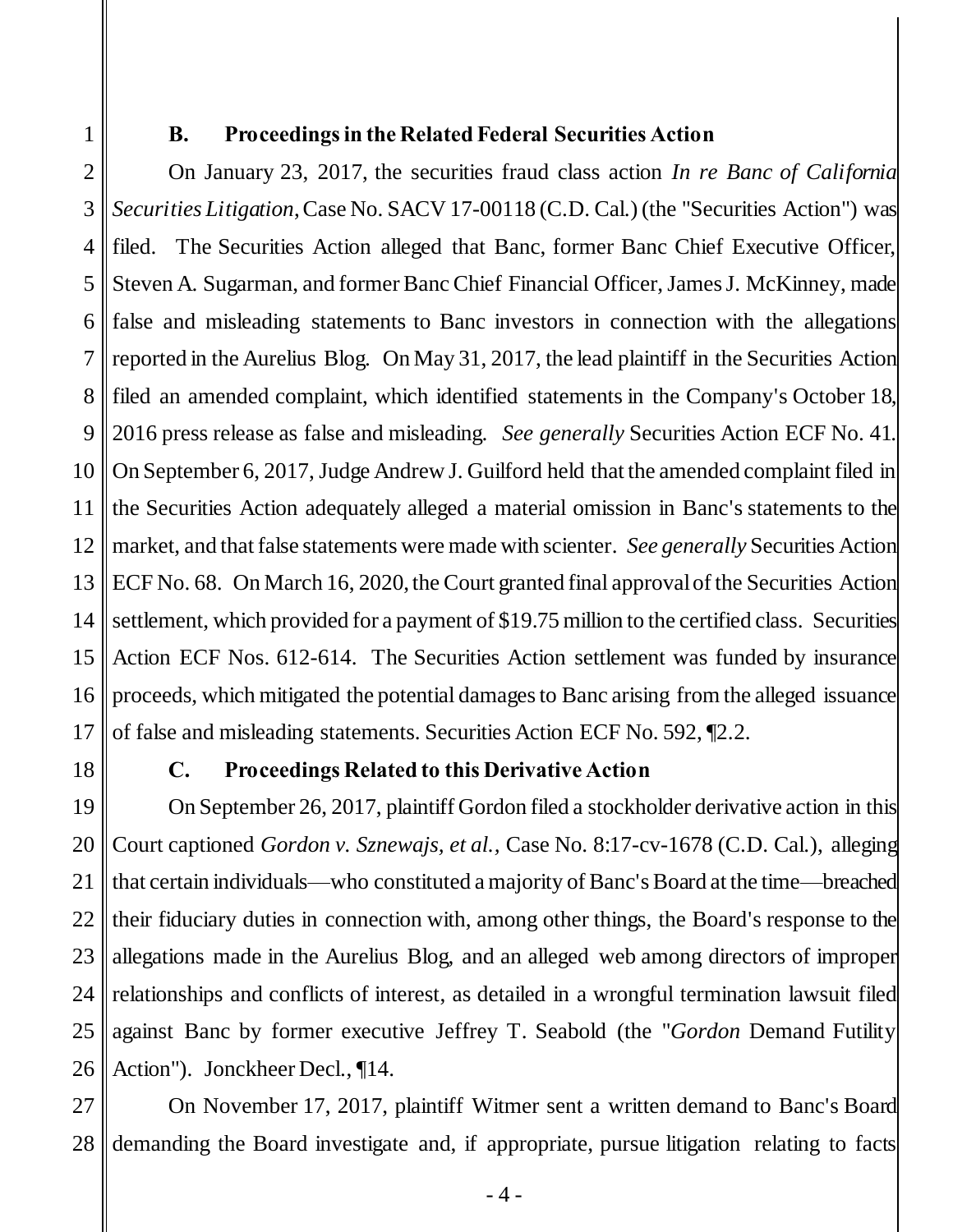### B. Proceedings in the Related Federal Securities Action

On January 23, 2017, the securities fraud class action *In re Banc of California Securities Litigation*, Case No. SACV 17-00118 (C.D. Cal.) (the "Securities Action") was filed. The Securities Action alleged that Banc, former Banc Chief Executive Officer, Steven A. Sugarman, and former Banc Chief Financial Officer, James J. McKinney, made false and misleading statements to Banc investors in connection with the allegations reported in the Aurelius Blog. On May 31, 2017, the lead plaintiff in the Securities Action filed an amended complaint, which identified statements in the Company's October 18, 2016 press release as false and misleading. *See generally* Securities Action ECF No. 41. On September 6, 2017, Judge Andrew J. Guilford held that the amended complaint filed in the Securities Action adequately alleged a material omission in Banc's statements to the market, and that false statements were made with scienter. *See generally* Securities Action ECF No. 68. On March 16, 2020, the Court granted final approval of the Securities Action settlement, which provided for a payment of $19.75 million to the certified class. Securities Action ECF Nos. 612-614. The Securities Action settlement was funded by insurance proceeds, which mitigated the potential damages to Banc arising from the alleged issuance of false and misleading statements. Securities Action ECF No. 592, ¶2.2.

### C. Proceedings Related to this Derivative Action

On September 26, 2017, plaintiff Gordon filed a stockholder derivative action in this Court captioned *Gordon v. Sznewajs, et al.*, Case No. 8:17-cv-1678 (C.D. Cal.), alleging that certain individuals—who constituted a majority of Banc's Board at the time—breached their fiduciary duties in connection with, among other things, the Board's response to the allegations made in the Aurelius Blog, and an alleged web among directors of improper relationships and conflicts of interest, as detailed in a wrongful termination lawsuit filed against Banc by former executive Jeffrey T. Seabold (the "*Gordon* Demand Futility Action"). Jonckheer Decl., ¶14.

On November 17, 2017, plaintiff Witmer sent a written demand to Banc's Board demanding the Board investigate and, if appropriate, pursue litigation relating to facts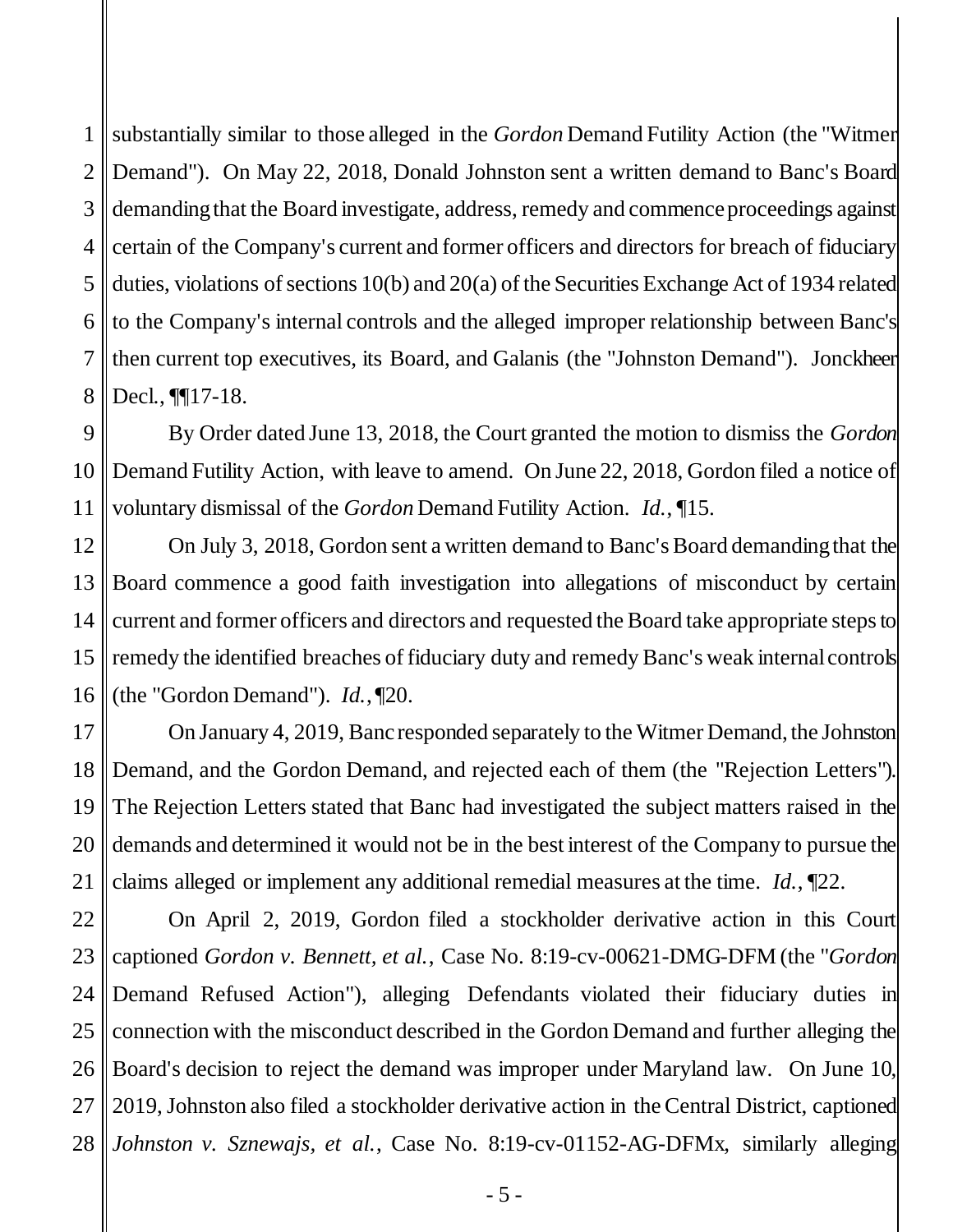substantially similar to those alleged in the *Gordon* Demand Futility Action (the "Witmer Demand"). On May 22, 2018, Donald Johnston sent a written demand to Banc's Board demanding that the Board investigate, address, remedy and commence proceedings against certain of the Company's current and former officers and directors for breach of fiduciary duties, violations of sections 10(b) and 20(a) of the Securities Exchange Act of 1934 related to the Company's internal controls and the alleged improper relationship between Banc's then current top executives, its Board, and Galanis (the "Johnston Demand"). Jonckheer Decl., ¶¶17-18.

By Order dated June 13, 2018, the Court granted the motion to dismiss the *Gordon* Demand Futility Action, with leave to amend. On June 22, 2018, Gordon filed a notice of voluntary dismissal of the *Gordon* Demand Futility Action. *Id.*, ¶15.

On July 3, 2018, Gordon sent a written demand to Banc's Board demanding that the Board commence a good faith investigation into allegations of misconduct by certain current and former officers and directors and requested the Board take appropriate steps to remedy the identified breaches of fiduciary duty and remedy Banc's weak internal controls (the "Gordon Demand"). *Id.*, ¶20.

On January 4, 2019, Banc responded separately to the Witmer Demand, the Johnston Demand, and the Gordon Demand, and rejected each of them (the "Rejection Letters"). The Rejection Letters stated that Banc had investigated the subject matters raised in the demands and determined it would not be in the best interest of the Company to pursue the claims alleged or implement any additional remedial measures at the time. *Id.*, ¶22.

On April 2, 2019, Gordon filed a stockholder derivative action in this Court captioned *Gordon v. Bennett, et al.*, Case No. 8:19-cv-00621-DMG-DFM (the "*Gordon* Demand Refused Action"), alleging Defendants violated their fiduciary duties in connection with the misconduct described in the Gordon Demand and further alleging the Board's decision to reject the demand was improper under Maryland law. On June 10, 2019, Johnston also filed a stockholder derivative action in the Central District, captioned *Johnston v. Sznewajs, et al.*, Case No. 8:19-cv-01152-AG-DFMx, similarly alleging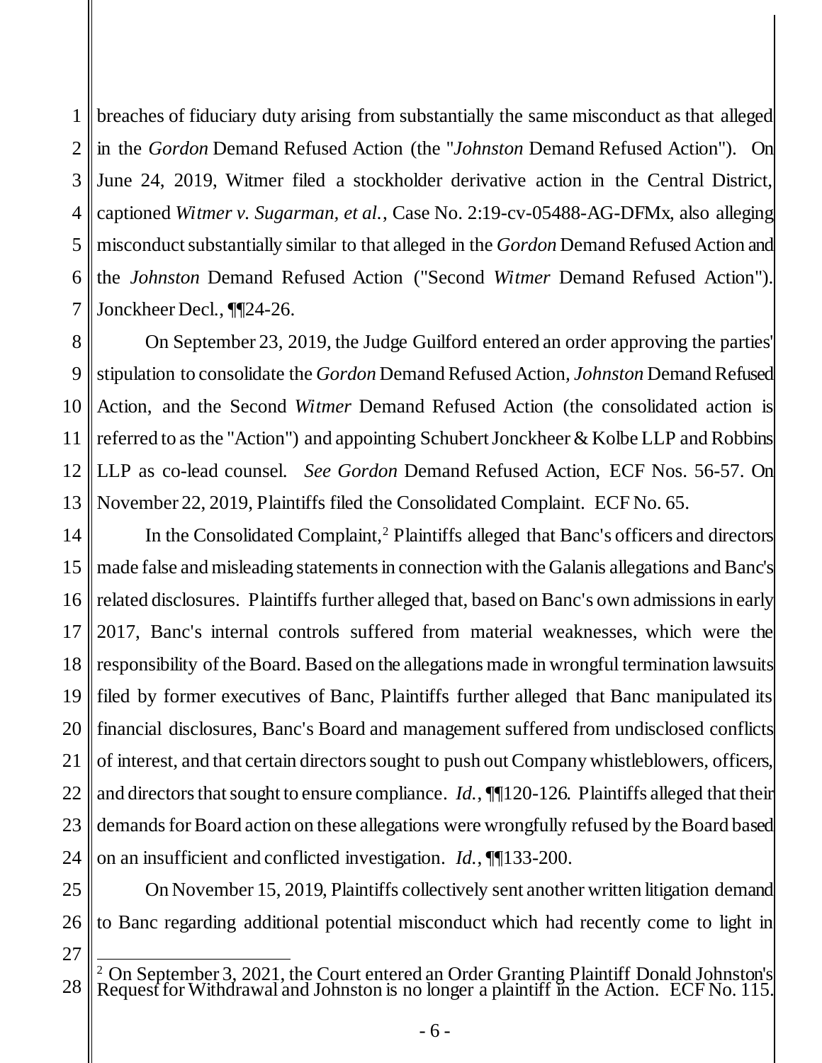breaches of fiduciary duty arising from substantially the same misconduct as that alleged in the *Gordon* Demand Refused Action (the "*Johnston* Demand Refused Action"). On June 24, 2019, Witmer filed a stockholder derivative action in the Central District, captioned *Witmer v. Sugarman, et al.*, Case No. 2:19-cv-05488-AG-DFMx, also alleging misconduct substantially similar to that alleged in the *Gordon* Demand Refused Action and the *Johnston* Demand Refused Action ("Second *Witmer* Demand Refused Action"). Jonckheer Decl., ¶¶24-26.

On September 23, 2019, the Judge Guilford entered an order approving the parties' stipulation to consolidate the *Gordon* Demand Refused Action, *Johnston* Demand Refused Action, and the Second *Witmer* Demand Refused Action (the consolidated action is referred to as the "Action") and appointing Schubert Jonckheer & Kolbe LLP and Robbins LLP as co-lead counsel. *See Gordon* Demand Refused Action, ECF Nos. 56-57. On November 22, 2019, Plaintiffs filed the Consolidated Complaint. ECF No. 65.

In the Consolidated Complaint,[2] Plaintiffs alleged that Banc's officers and directors made false and misleading statements in connection with the Galanis allegations and Banc's related disclosures. Plaintiffs further alleged that, based on Banc's own admissions in early 2017, Banc's internal controls suffered from material weaknesses, which were the responsibility of the Board. Based on the allegations made in wrongful termination lawsuits filed by former executives of Banc, Plaintiffs further alleged that Banc manipulated its financial disclosures, Banc's Board and management suffered from undisclosed conflicts of interest, and that certain directors sought to push out Company whistleblowers, officers, and directors that sought to ensure compliance. *Id.*, ¶¶120-126. Plaintiffs alleged that their demands for Board action on these allegations were wrongfully refused by the Board based on an insufficient and conflicted investigation. *Id.*, ¶¶133-200.

On November 15, 2019, Plaintiffs collectively sent another written litigation demand to Banc regarding additional potential misconduct which had recently come to light in

[2] On September 3, 2021, the Court entered an Order Granting Plaintiff Donald Johnston's Request for Withdrawal and Johnston is no longer a plaintiff in the Action. ECF No. 115.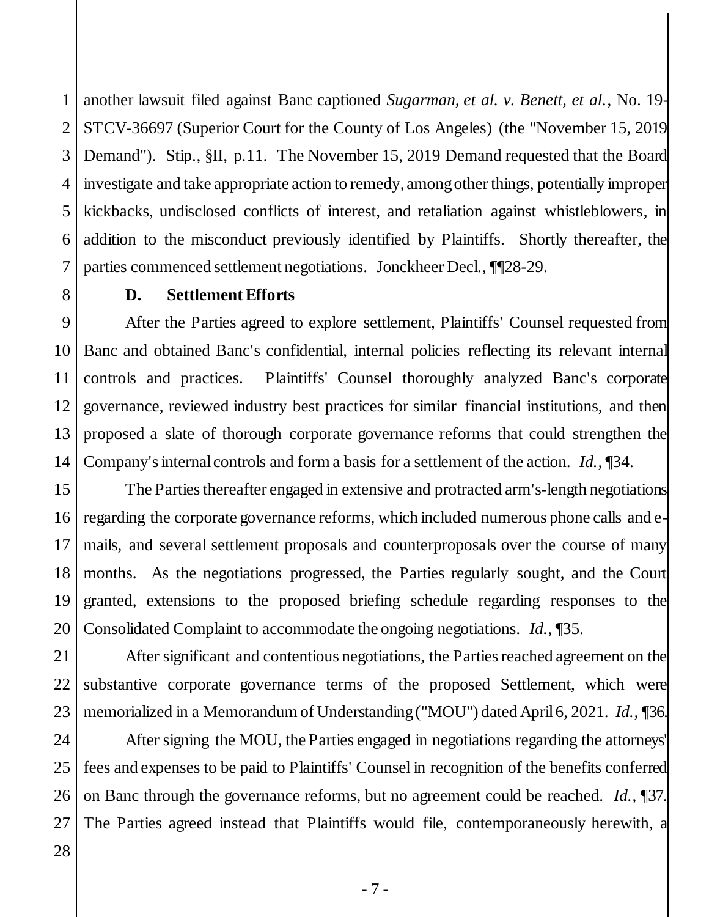another lawsuit filed against Banc captioned *Sugarman, et al. v. Benett, et al.*, No. 19-STCV-36697 (Superior Court for the County of Los Angeles) (the "November 15, 2019 Demand"). Stip., §II, p.11. The November 15, 2019 Demand requested that the Board investigate and take appropriate action to remedy, among other things, potentially improper kickbacks, undisclosed conflicts of interest, and retaliation against whistleblowers, in addition to the misconduct previously identified by Plaintiffs. Shortly thereafter, the parties commenced settlement negotiations. Jonckheer Decl., ¶¶28-29.

### D. Settlement Efforts

After the Parties agreed to explore settlement, Plaintiffs' Counsel requested from Banc and obtained Banc's confidential, internal policies reflecting its relevant internal controls and practices. Plaintiffs' Counsel thoroughly analyzed Banc's corporate governance, reviewed industry best practices for similar financial institutions, and then proposed a slate of thorough corporate governance reforms that could strengthen the Company's internal controls and form a basis for a settlement of the action. *Id.*, ¶34.

The Parties thereafter engaged in extensive and protracted arm's-length negotiations regarding the corporate governance reforms, which included numerous phone calls and e-mails, and several settlement proposals and counterproposals over the course of many months. As the negotiations progressed, the Parties regularly sought, and the Court granted, extensions to the proposed briefing schedule regarding responses to the Consolidated Complaint to accommodate the ongoing negotiations. *Id.*, ¶35.

After significant and contentious negotiations, the Parties reached agreement on the substantive corporate governance terms of the proposed Settlement, which were memorialized in a Memorandum of Understanding ("MOU") dated April 6, 2021. *Id.*, ¶36.

After signing the MOU, the Parties engaged in negotiations regarding the attorneys' fees and expenses to be paid to Plaintiffs' Counsel in recognition of the benefits conferred on Banc through the governance reforms, but no agreement could be reached. *Id.*, ¶37. The Parties agreed instead that Plaintiffs would file, contemporaneously herewith, a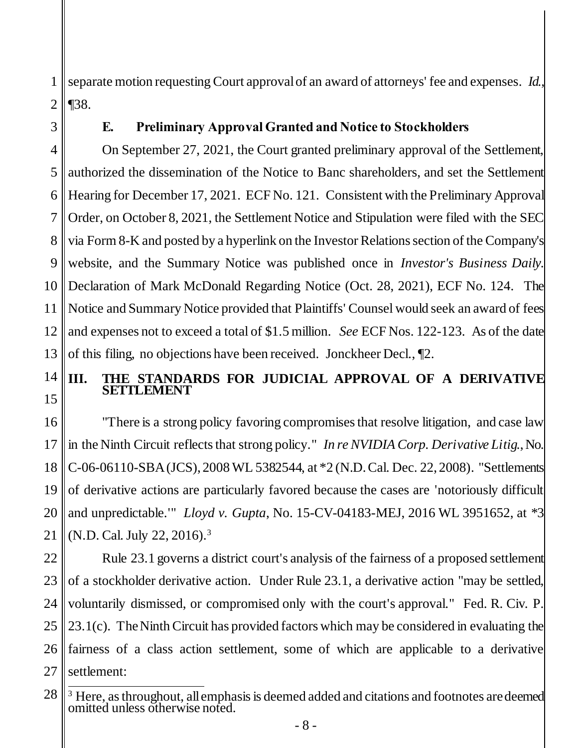separate motion requesting Court approval of an award of attorneys' fee and expenses. *Id.*, ¶38.

### E. Preliminary Approval Granted and Notice to Stockholders

On September 27, 2021, the Court granted preliminary approval of the Settlement, authorized the dissemination of the Notice to Banc shareholders, and set the Settlement Hearing for December 17, 2021. ECF No. 121. Consistent with the Preliminary Approval Order, on October 8, 2021, the Settlement Notice and Stipulation were filed with the SEC via Form 8-K and posted by a hyperlink on the Investor Relations section of the Company's website, and the Summary Notice was published once in *Investor's Business Daily*. Declaration of Mark McDonald Regarding Notice (Oct. 28, 2021), ECF No. 124. The Notice and Summary Notice provided that Plaintiffs' Counsel would seek an award of fees and expenses not to exceed a total of $1.5 million. *See* ECF Nos. 122-123. As of the date of this filing, no objections have been received. Jonckheer Decl., ¶2.

## III. THE STANDARDS FOR JUDICIAL APPROVAL OF A DERIVATIVE SETTLEMENT

"There is a strong policy favoring compromises that resolve litigation, and case law in the Ninth Circuit reflects that strong policy." *In re NVIDIA Corp. Derivative Litig.*, No. C-06-06110-SBA (JCS), 2008 WL 5382544, at *2 (N.D. Cal. Dec. 22, 2008). "Settlements of derivative actions are particularly favored because the cases are 'notoriously difficult and unpredictable.'" *Lloyd v. Gupta*, No. 15-CV-04183-MEJ, 2016 WL 3951652, at *3 (N.D. Cal. July 22, 2016).[3]

Rule 23.1 governs a district court's analysis of the fairness of a proposed settlement of a stockholder derivative action. Under Rule 23.1, a derivative action "may be settled, voluntarily dismissed, or compromised only with the court's approval." Fed. R. Civ. P. 23.1(c). The Ninth Circuit has provided factors which may be considered in evaluating the fairness of a class action settlement, some of which are applicable to a derivative settlement:

---

[3] Here, as throughout, all emphasis is deemed added and citations and footnotes are deemed omitted unless otherwise noted.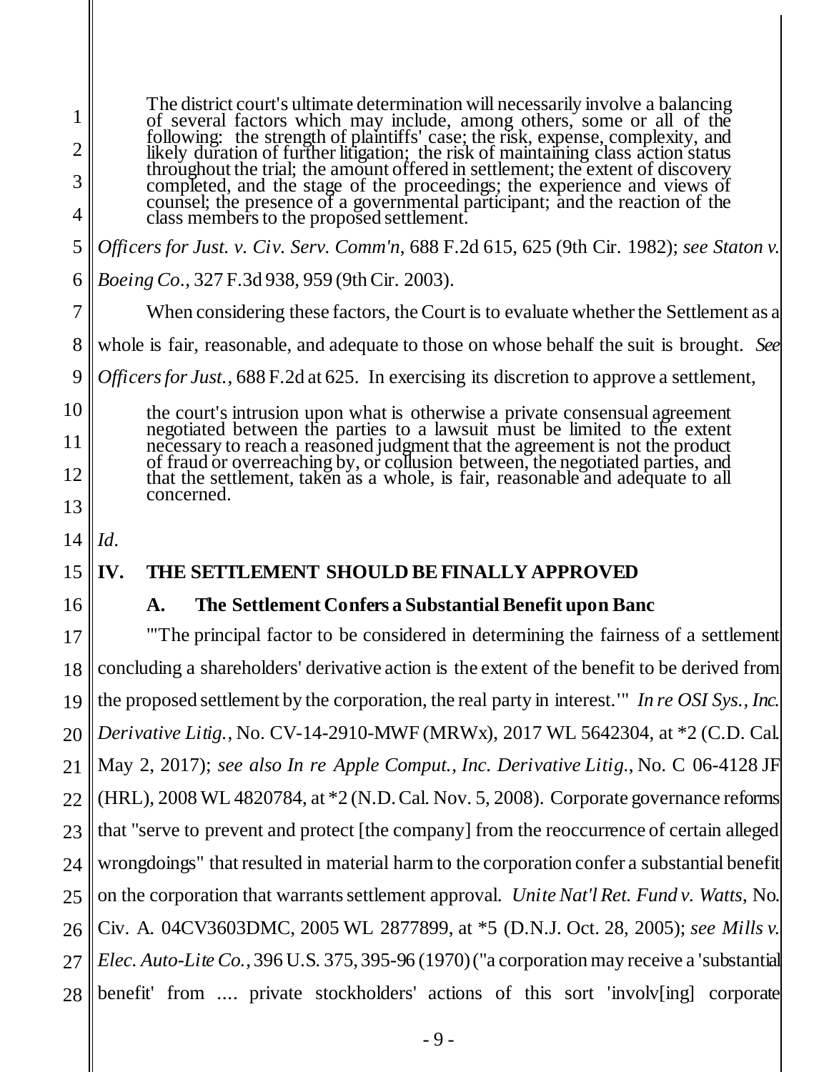> The district court's ultimate determination will necessarily involve a balancing of several factors which may include, among others, some or all of the following: the strength of plaintiffs' case; the risk, expense, complexity, and likely duration of further litigation; the risk of maintaining class action status throughout the trial; the amount offered in settlement; the extent of discovery completed, and the stage of the proceedings; the experience and views of counsel; the presence of a governmental participant; and the reaction of the class members to the proposed settlement.

*Officers for Just. v. Civ. Serv. Comm'n*, 688 F.2d 615, 625 (9th Cir. 1982); *see Staton v. Boeing Co.*, 327 F.3d 938, 959 (9th Cir. 2003).

When considering these factors, the Court is to evaluate whether the Settlement as a whole is fair, reasonable, and adequate to those on whose behalf the suit is brought. *See Officers for Just.*, 688 F.2d at 625. In exercising its discretion to approve a settlement,

> the court's intrusion upon what is otherwise a private consensual agreement negotiated between the parties to a lawsuit must be limited to the extent necessary to reach a reasoned judgment that the agreement is not the product of fraud or overreaching by, or collusion between, the negotiated parties, and that the settlement, taken as a whole, is fair, reasonable and adequate to all concerned.

*Id.*

## IV. THE SETTLEMENT SHOULD BE FINALLY APPROVED

### A. The Settlement Confers a Substantial Benefit upon Banc

"'The principal factor to be considered in determining the fairness of a settlement concluding a shareholders' derivative action is the extent of the benefit to be derived from the proposed settlement by the corporation, the real party in interest.'" *In re OSI Sys., Inc. Derivative Litig.*, No. CV-14-2910-MWF (MRWx), 2017 WL 5642304, at *2 (C.D. Cal. May 2, 2017); *see also In re Apple Comput., Inc. Derivative Litig.*, No. C 06-4128 JF (HRL), 2008 WL 4820784, at *2 (N.D. Cal. Nov. 5, 2008). Corporate governance reforms that "serve to prevent and protect [the company] from the reoccurrence of certain alleged wrongdoings" that resulted in material harm to the corporation confer a substantial benefit on the corporation that warrants settlement approval. *Unite Nat'l Ret. Fund v. Watts*, No. Civ. A. 04CV3603DMC, 2005 WL 2877899, at *5 (D.N.J. Oct. 28, 2005); *see Mills v. Elec. Auto-Lite Co.*, 396 U.S. 375, 395-96 (1970) ("a corporation may receive a 'substantial benefit' from .... private stockholders' actions of this sort 'involv[ing] corporate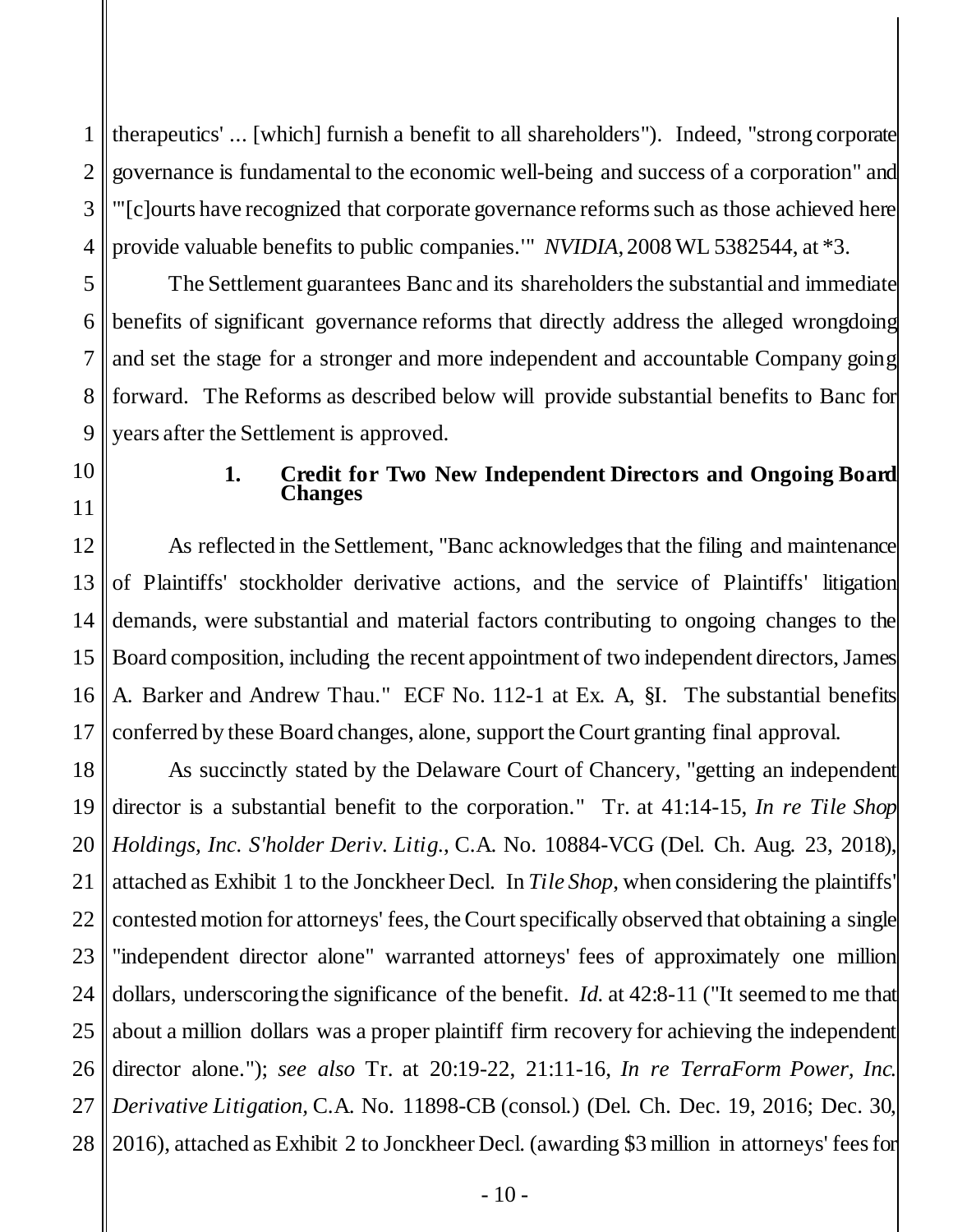therapeutics' ... [which] furnish a benefit to all shareholders"). Indeed, "strong corporate governance is fundamental to the economic well-being and success of a corporation" and "'[c]ourts have recognized that corporate governance reforms such as those achieved here provide valuable benefits to public companies.'" *NVIDIA*, 2008 WL 5382544, at *3.

The Settlement guarantees Banc and its shareholders the substantial and immediate benefits of significant governance reforms that directly address the alleged wrongdoing and set the stage for a stronger and more independent and accountable Company going forward. The Reforms as described below will provide substantial benefits to Banc for years after the Settlement is approved.

### 1. Credit for Two New Independent Directors and Ongoing Board Changes

As reflected in the Settlement, "Banc acknowledges that the filing and maintenance of Plaintiffs' stockholder derivative actions, and the service of Plaintiffs' litigation demands, were substantial and material factors contributing to ongoing changes to the Board composition, including the recent appointment of two independent directors, James A. Barker and Andrew Thau." ECF No. 112-1 at Ex. A, §I. The substantial benefits conferred by these Board changes, alone, support the Court granting final approval.

As succinctly stated by the Delaware Court of Chancery, "getting an independent director is a substantial benefit to the corporation." Tr. at 41:14-15, *In re Tile Shop Holdings, Inc. S'holder Deriv. Litig.*, C.A. No. 10884-VCG (Del. Ch. Aug. 23, 2018), attached as Exhibit 1 to the Jonckheer Decl. In *Tile Shop*, when considering the plaintiffs' contested motion for attorneys' fees, the Court specifically observed that obtaining a single "independent director alone" warranted attorneys' fees of approximately one million dollars, underscoring the significance of the benefit. *Id.* at 42:8-11 ("It seemed to me that about a million dollars was a proper plaintiff firm recovery for achieving the independent director alone."); *see also* Tr. at 20:19-22, 21:11-16, *In re TerraForm Power, Inc. Derivative Litigation*, C.A. No. 11898-CB (consol.) (Del. Ch. Dec. 19, 2016; Dec. 30, 2016), attached as Exhibit 2 to Jonckheer Decl. (awarding $3 million in attorneys' fees for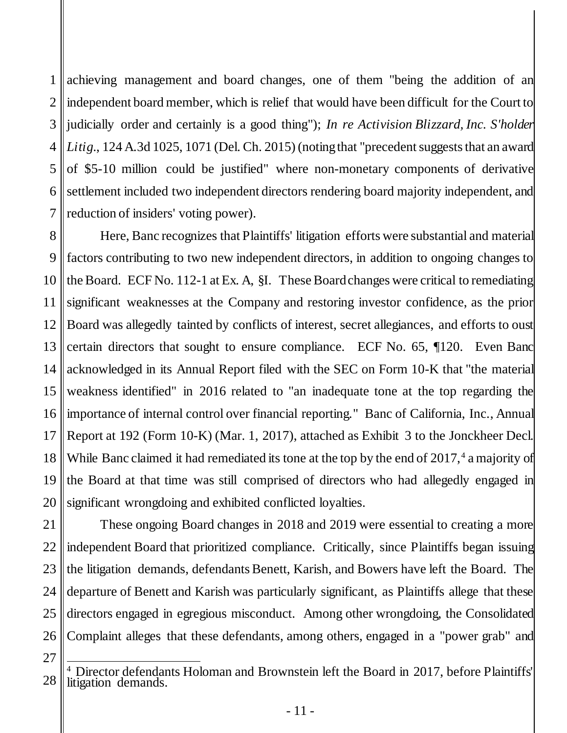achieving management and board changes, one of them "being the addition of an independent board member, which is relief that would have been difficult for the Court to judicially order and certainly is a good thing"); *In re Activision Blizzard, Inc. S'holder Litig.*, 124 A.3d 1025, 1071 (Del. Ch. 2015) (noting that "precedent suggests that an award of $5-10 million could be justified" where non-monetary components of derivative settlement included two independent directors rendering board majority independent, and reduction of insiders' voting power).

Here, Banc recognizes that Plaintiffs' litigation efforts were substantial and material factors contributing to two new independent directors, in addition to ongoing changes to the Board. ECF No. 112-1 at Ex. A, §I. These Board changes were critical to remediating significant weaknesses at the Company and restoring investor confidence, as the prior Board was allegedly tainted by conflicts of interest, secret allegiances, and efforts to oust certain directors that sought to ensure compliance. ECF No. 65, ¶120. Even Banc acknowledged in its Annual Report filed with the SEC on Form 10-K that "the material weakness identified" in 2016 related to "an inadequate tone at the top regarding the importance of internal control over financial reporting." Banc of California, Inc., Annual Report at 192 (Form 10-K) (Mar. 1, 2017), attached as Exhibit 3 to the Jonckheer Decl. While Banc claimed it had remediated its tone at the top by the end of 2017,[4] a majority of the Board at that time was still comprised of directors who had allegedly engaged in significant wrongdoing and exhibited conflicted loyalties.

These ongoing Board changes in 2018 and 2019 were essential to creating a more independent Board that prioritized compliance. Critically, since Plaintiffs began issuing the litigation demands, defendants Benett, Karish, and Bowers have left the Board. The departure of Benett and Karish was particularly significant, as Plaintiffs allege that these directors engaged in egregious misconduct. Among other wrongdoing, the Consolidated Complaint alleges that these defendants, among others, engaged in a "power grab" and

---

[4] Director defendants Holoman and Brownstein left the Board in 2017, before Plaintiffs' litigation demands.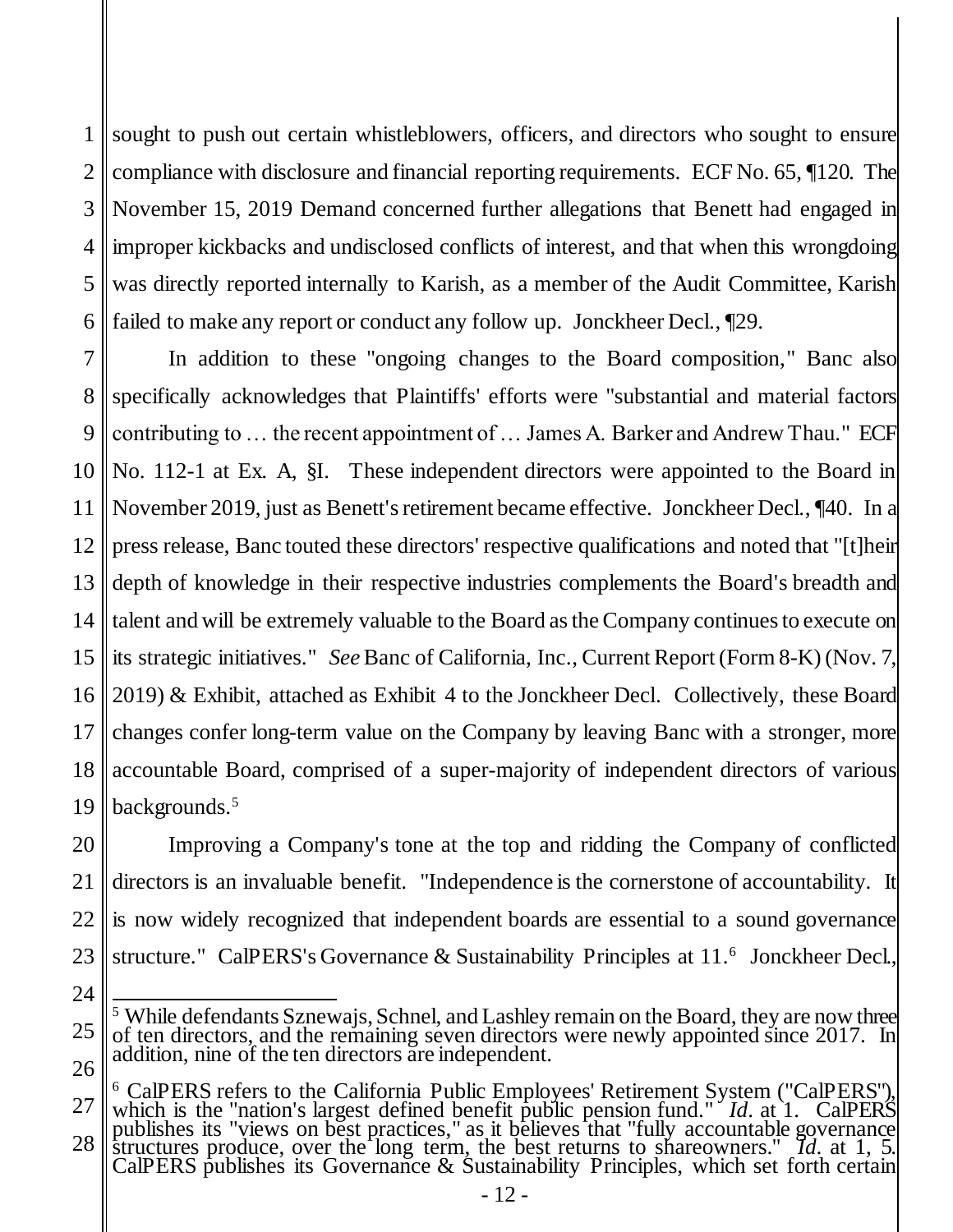sought to push out certain whistleblowers, officers, and directors who sought to ensure compliance with disclosure and financial reporting requirements. ECF No. 65, ¶120. The November 15, 2019 Demand concerned further allegations that Benett had engaged in improper kickbacks and undisclosed conflicts of interest, and that when this wrongdoing was directly reported internally to Karish, as a member of the Audit Committee, Karish failed to make any report or conduct any follow up. Jonckheer Decl., ¶29.

In addition to these "ongoing changes to the Board composition," Banc also specifically acknowledges that Plaintiffs' efforts were "substantial and material factors contributing to … the recent appointment of … James A. Barker and Andrew Thau." ECF No. 112-1 at Ex. A, §I. These independent directors were appointed to the Board in November 2019, just as Benett's retirement became effective. Jonckheer Decl., ¶40. In a press release, Banc touted these directors' respective qualifications and noted that "[t]heir depth of knowledge in their respective industries complements the Board's breadth and talent and will be extremely valuable to the Board as the Company continues to execute on its strategic initiatives." *See* Banc of California, Inc., Current Report (Form 8-K) (Nov. 7, 2019) & Exhibit, attached as Exhibit 4 to the Jonckheer Decl. Collectively, these Board changes confer long-term value on the Company by leaving Banc with a stronger, more accountable Board, comprised of a super-majority of independent directors of various backgrounds.[5]

Improving a Company's tone at the top and ridding the Company of conflicted directors is an invaluable benefit. "Independence is the cornerstone of accountability. It is now widely recognized that independent boards are essential to a sound governance structure." CalPERS's Governance & Sustainability Principles at 11.[6] Jonckheer Decl.,

---

[5] While defendants Sznewajs, Schnel, and Lashley remain on the Board, they are now three of ten directors, and the remaining seven directors were newly appointed since 2017. In addition, nine of the ten directors are independent.

[6] CalPERS refers to the California Public Employees' Retirement System ("CalPERS"), which is the "nation's largest defined benefit public pension fund." *Id.* at 1. CalPERS publishes its "views on best practices," as it believes that "fully accountable governance structures produce, over the long term, the best returns to shareowners." *Id.* at 1, 5. CalPERS publishes its Governance & Sustainability Principles, which set forth certain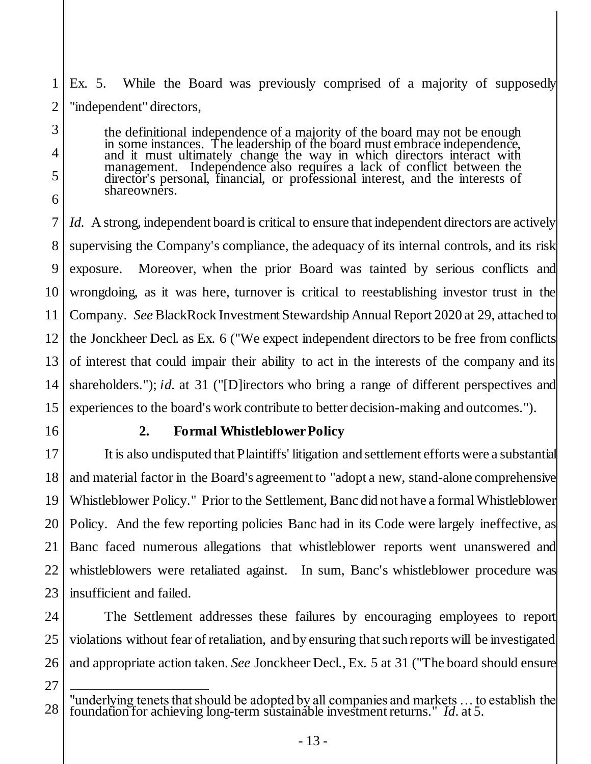Ex. 5. While the Board was previously comprised of a majority of supposedly "independent" directors,

> the definitional independence of a majority of the board may not be enough in some instances. The leadership of the board must embrace independence, and it must ultimately change the way in which directors interact with management. Independence also requires a lack of conflict between the director's personal, financial, or professional interest, and the interests of shareowners.

*Id.* A strong, independent board is critical to ensure that independent directors are actively supervising the Company's compliance, the adequacy of its internal controls, and its risk exposure. Moreover, when the prior Board was tainted by serious conflicts and wrongdoing, as it was here, turnover is critical to reestablishing investor trust in the Company. *See* BlackRock Investment Stewardship Annual Report 2020 at 29, attached to the Jonckheer Decl. as Ex. 6 ("We expect independent directors to be free from conflicts of interest that could impair their ability to act in the interests of the company and its shareholders."); *id.* at 31 ("[D]irectors who bring a range of different perspectives and experiences to the board's work contribute to better decision-making and outcomes.").

### 2. Formal Whistleblower Policy

It is also undisputed that Plaintiffs' litigation and settlement efforts were a substantial and material factor in the Board's agreement to "adopt a new, stand-alone comprehensive Whistleblower Policy." Prior to the Settlement, Banc did not have a formal Whistleblower Policy. And the few reporting policies Banc had in its Code were largely ineffective, as Banc faced numerous allegations that whistleblower reports went unanswered and whistleblowers were retaliated against. In sum, Banc's whistleblower procedure was insufficient and failed.

The Settlement addresses these failures by encouraging employees to report violations without fear of retaliation, and by ensuring that such reports will be investigated and appropriate action taken. *See* Jonckheer Decl., Ex. 5 at 31 ("The board should ensure

---

"underlying tenets that should be adopted by all companies and markets … to establish the foundation for achieving long-term sustainable investment returns." *Id.* at 5.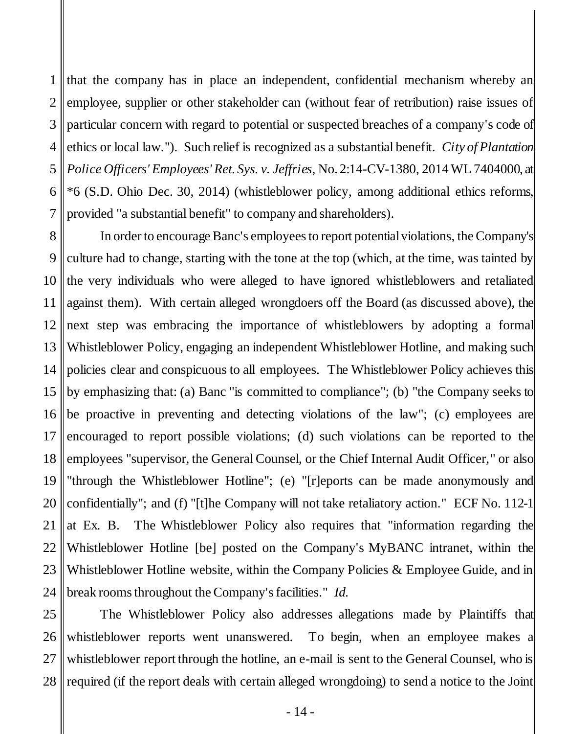that the company has in place an independent, confidential mechanism whereby an employee, supplier or other stakeholder can (without fear of retribution) raise issues of particular concern with regard to potential or suspected breaches of a company's code of ethics or local law."). Such relief is recognized as a substantial benefit. *City of Plantation Police Officers' Employees' Ret. Sys. v. Jeffries*, No. 2:14-CV-1380, 2014 WL 7404000, at *6 (S.D. Ohio Dec. 30, 2014) (whistleblower policy, among additional ethics reforms, provided "a substantial benefit" to company and shareholders).

In order to encourage Banc's employees to report potential violations, the Company's culture had to change, starting with the tone at the top (which, at the time, was tainted by the very individuals who were alleged to have ignored whistleblowers and retaliated against them). With certain alleged wrongdoers off the Board (as discussed above), the next step was embracing the importance of whistleblowers by adopting a formal Whistleblower Policy, engaging an independent Whistleblower Hotline, and making such policies clear and conspicuous to all employees. The Whistleblower Policy achieves this by emphasizing that: (a) Banc "is committed to compliance"; (b) "the Company seeks to be proactive in preventing and detecting violations of the law"; (c) employees are encouraged to report possible violations; (d) such violations can be reported to the employees "supervisor, the General Counsel, or the Chief Internal Audit Officer," or also "through the Whistleblower Hotline"; (e) "[r]eports can be made anonymously and confidentially"; and (f) "[t]he Company will not take retaliatory action." ECF No. 112-1 at Ex. B. The Whistleblower Policy also requires that "information regarding the Whistleblower Hotline [be] posted on the Company's MyBANC intranet, within the Whistleblower Hotline website, within the Company Policies & Employee Guide, and in break rooms throughout the Company's facilities." *Id.*

The Whistleblower Policy also addresses allegations made by Plaintiffs that whistleblower reports went unanswered. To begin, when an employee makes a whistleblower report through the hotline, an e-mail is sent to the General Counsel, who is required (if the report deals with certain alleged wrongdoing) to send a notice to the Joint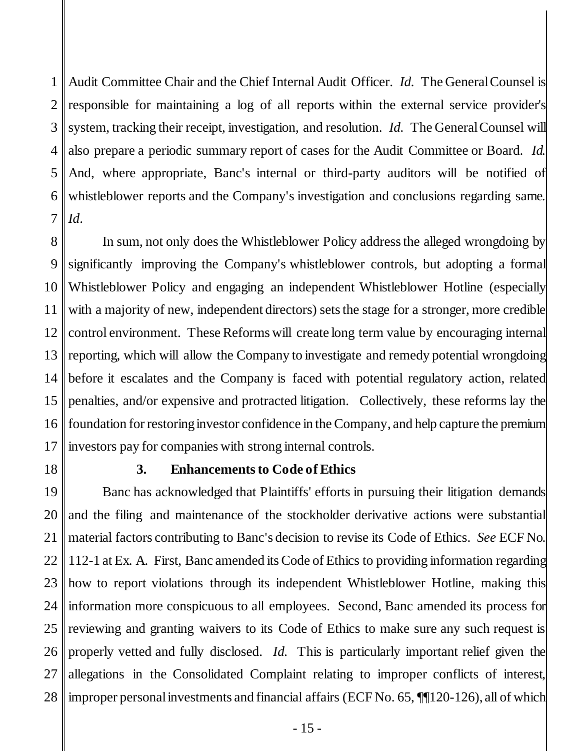Audit Committee Chair and the Chief Internal Audit Officer. *Id.* The General Counsel is responsible for maintaining a log of all reports within the external service provider's system, tracking their receipt, investigation, and resolution. *Id.* The General Counsel will also prepare a periodic summary report of cases for the Audit Committee or Board. *Id.* And, where appropriate, Banc's internal or third-party auditors will be notified of whistleblower reports and the Company's investigation and conclusions regarding same. *Id*.

In sum, not only does the Whistleblower Policy address the alleged wrongdoing by significantly improving the Company's whistleblower controls, but adopting a formal Whistleblower Policy and engaging an independent Whistleblower Hotline (especially with a majority of new, independent directors) sets the stage for a stronger, more credible control environment. These Reforms will create long term value by encouraging internal reporting, which will allow the Company to investigate and remedy potential wrongdoing before it escalates and the Company is faced with potential regulatory action, related penalties, and/or expensive and protracted litigation. Collectively, these reforms lay the foundation for restoring investor confidence in the Company, and help capture the premium investors pay for companies with strong internal controls.

### 3. Enhancements to Code of Ethics

Banc has acknowledged that Plaintiffs' efforts in pursuing their litigation demands and the filing and maintenance of the stockholder derivative actions were substantial material factors contributing to Banc's decision to revise its Code of Ethics. *See* ECF No. 112-1 at Ex. A. First, Banc amended its Code of Ethics to providing information regarding how to report violations through its independent Whistleblower Hotline, making this information more conspicuous to all employees. Second, Banc amended its process for reviewing and granting waivers to its Code of Ethics to make sure any such request is properly vetted and fully disclosed. *Id.* This is particularly important relief given the allegations in the Consolidated Complaint relating to improper conflicts of interest, improper personal investments and financial affairs (ECF No. 65, ¶¶120-126), all of which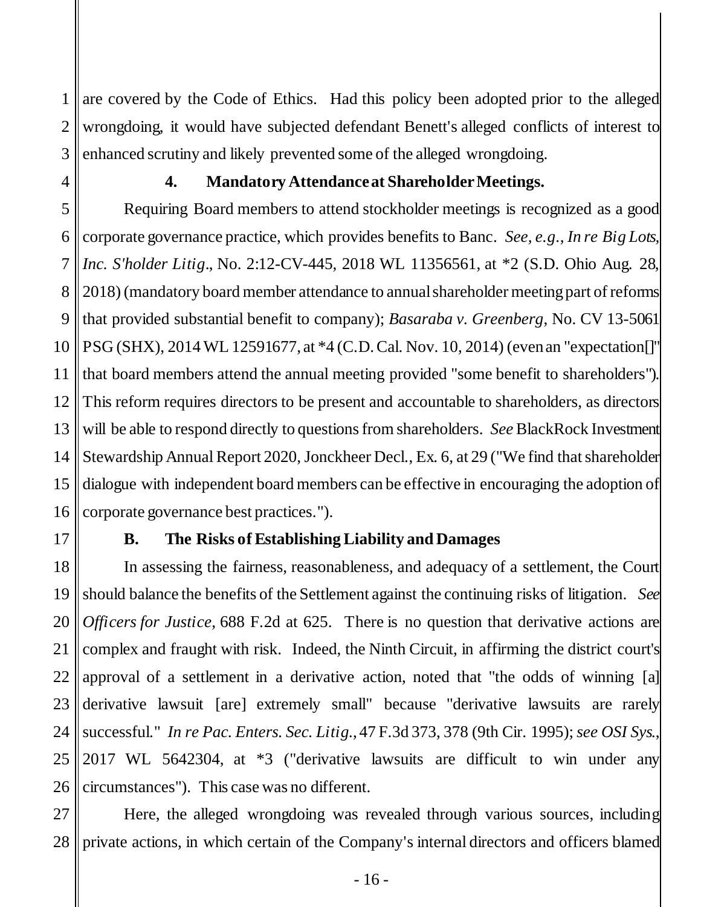are covered by the Code of Ethics. Had this policy been adopted prior to the alleged wrongdoing, it would have subjected defendant Benett's alleged conflicts of interest to enhanced scrutiny and likely prevented some of the alleged wrongdoing.

### 4. Mandatory Attendance at Shareholder Meetings.

Requiring Board members to attend stockholder meetings is recognized as a good corporate governance practice, which provides benefits to Banc. *See, e.g.*, *In re Big Lots, Inc. S'holder Litig*., No. 2:12-CV-445, 2018 WL 11356561, at *2 (S.D. Ohio Aug. 28, 2018) (mandatory board member attendance to annual shareholder meeting part of reforms that provided substantial benefit to company); *Basaraba v. Greenberg*, No. CV 13-5061 PSG (SHX), 2014 WL 12591677, at *4 (C.D. Cal. Nov. 10, 2014) (even an "expectation[]" that board members attend the annual meeting provided "some benefit to shareholders"). This reform requires directors to be present and accountable to shareholders, as directors will be able to respond directly to questions from shareholders. *See* BlackRock Investment Stewardship Annual Report 2020, Jonckheer Decl., Ex. 6, at 29 ("We find that shareholder dialogue with independent board members can be effective in encouraging the adoption of corporate governance best practices.").

## B. The Risks of Establishing Liability and Damages

In assessing the fairness, reasonableness, and adequacy of a settlement, the Court should balance the benefits of the Settlement against the continuing risks of litigation. *See Officers for Justice*, 688 F.2d at 625. There is no question that derivative actions are complex and fraught with risk. Indeed, the Ninth Circuit, in affirming the district court's approval of a settlement in a derivative action, noted that "the odds of winning [a] derivative lawsuit [are] extremely small" because "derivative lawsuits are rarely successful." *In re Pac. Enters. Sec. Litig.*, 47 F.3d 373, 378 (9th Cir. 1995); *see OSI Sys.*, 2017 WL 5642304, at *3 ("derivative lawsuits are difficult to win under any circumstances"). This case was no different.

Here, the alleged wrongdoing was revealed through various sources, including private actions, in which certain of the Company's internal directors and officers blamed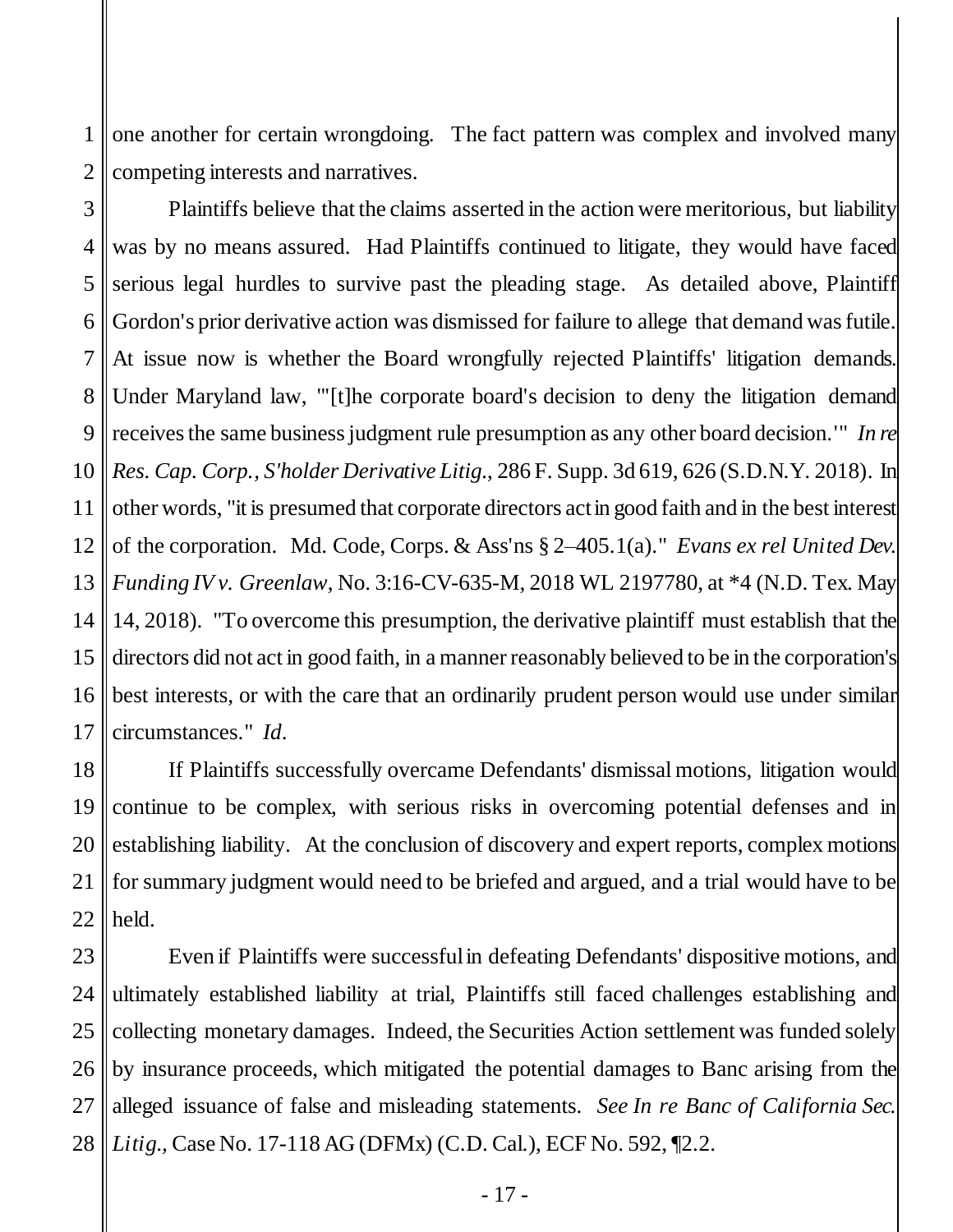one another for certain wrongdoing. The fact pattern was complex and involved many competing interests and narratives.

Plaintiffs believe that the claims asserted in the action were meritorious, but liability was by no means assured. Had Plaintiffs continued to litigate, they would have faced serious legal hurdles to survive past the pleading stage. As detailed above, Plaintiff Gordon's prior derivative action was dismissed for failure to allege that demand was futile. At issue now is whether the Board wrongfully rejected Plaintiffs' litigation demands. Under Maryland law, "'[t]he corporate board's decision to deny the litigation demand receives the same business judgment rule presumption as any other board decision.'" *In re Res. Cap. Corp., S'holder Derivative Litig.*, 286 F. Supp. 3d 619, 626 (S.D.N.Y. 2018). In other words, "it is presumed that corporate directors act in good faith and in the best interest of the corporation. Md. Code, Corps. & Ass'ns § 2–405.1(a)." *Evans ex rel United Dev. Funding IV v. Greenlaw*, No. 3:16-CV-635-M, 2018 WL 2197780, at *4 (N.D. Tex. May 14, 2018). "To overcome this presumption, the derivative plaintiff must establish that the directors did not act in good faith, in a manner reasonably believed to be in the corporation's best interests, or with the care that an ordinarily prudent person would use under similar circumstances." *Id.*

If Plaintiffs successfully overcame Defendants' dismissal motions, litigation would continue to be complex, with serious risks in overcoming potential defenses and in establishing liability. At the conclusion of discovery and expert reports, complex motions for summary judgment would need to be briefed and argued, and a trial would have to be held.

Even if Plaintiffs were successful in defeating Defendants' dispositive motions, and ultimately established liability at trial, Plaintiffs still faced challenges establishing and collecting monetary damages. Indeed, the Securities Action settlement was funded solely by insurance proceeds, which mitigated the potential damages to Banc arising from the alleged issuance of false and misleading statements. *See In re Banc of California Sec. Litig.*, Case No. 17-118 AG (DFMx) (C.D. Cal.), ECF No. 592, ¶2.2.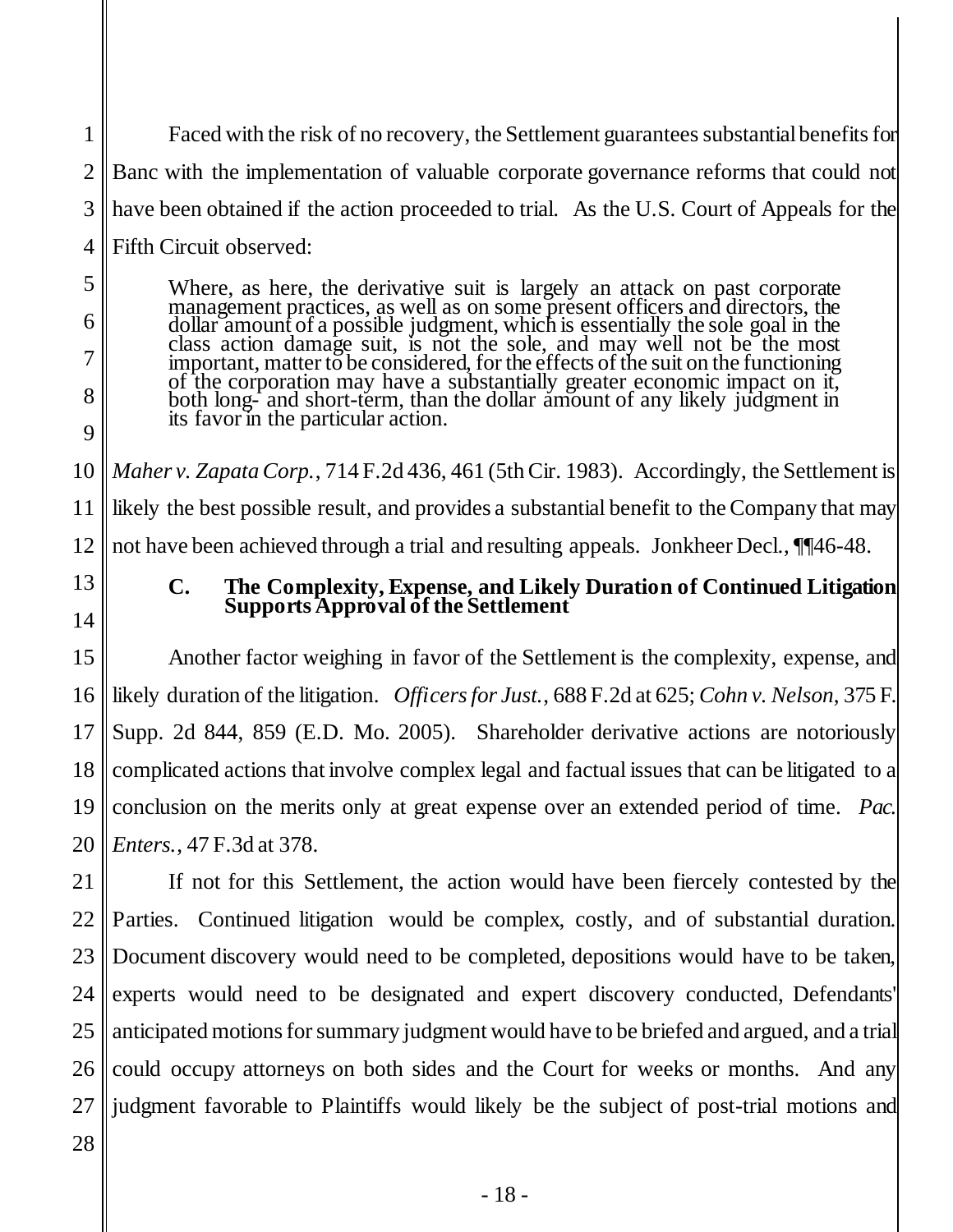Faced with the risk of no recovery, the Settlement guarantees substantial benefits for Banc with the implementation of valuable corporate governance reforms that could not have been obtained if the action proceeded to trial. As the U.S. Court of Appeals for the Fifth Circuit observed:

> Where, as here, the derivative suit is largely an attack on past corporate management practices, as well as on some present officers and directors, the dollar amount of a possible judgment, which is essentially the sole goal in the class action damage suit, is not the sole, and may well not be the most important, matter to be considered, for the effects of the suit on the functioning of the corporation may have a substantially greater economic impact on it, both long- and short-term, than the dollar amount of any likely judgment in its favor in the particular action.

*Maher v. Zapata Corp.*, 714 F.2d 436, 461 (5th Cir. 1983). Accordingly, the Settlement is likely the best possible result, and provides a substantial benefit to the Company that may not have been achieved through a trial and resulting appeals. Jonkheer Decl., ¶¶46-48.

### C. The Complexity, Expense, and Likely Duration of Continued Litigation Supports Approval of the Settlement

Another factor weighing in favor of the Settlement is the complexity, expense, and likely duration of the litigation. *Officers for Just.*, 688 F.2d at 625; *Cohn v. Nelson*, 375 F. Supp. 2d 844, 859 (E.D. Mo. 2005). Shareholder derivative actions are notoriously complicated actions that involve complex legal and factual issues that can be litigated to a conclusion on the merits only at great expense over an extended period of time. *Pac. Enters.*, 47 F.3d at 378.

If not for this Settlement, the action would have been fiercely contested by the Parties. Continued litigation would be complex, costly, and of substantial duration. Document discovery would need to be completed, depositions would have to be taken, experts would need to be designated and expert discovery conducted, Defendants' anticipated motions for summary judgment would have to be briefed and argued, and a trial could occupy attorneys on both sides and the Court for weeks or months. And any judgment favorable to Plaintiffs would likely be the subject of post-trial motions and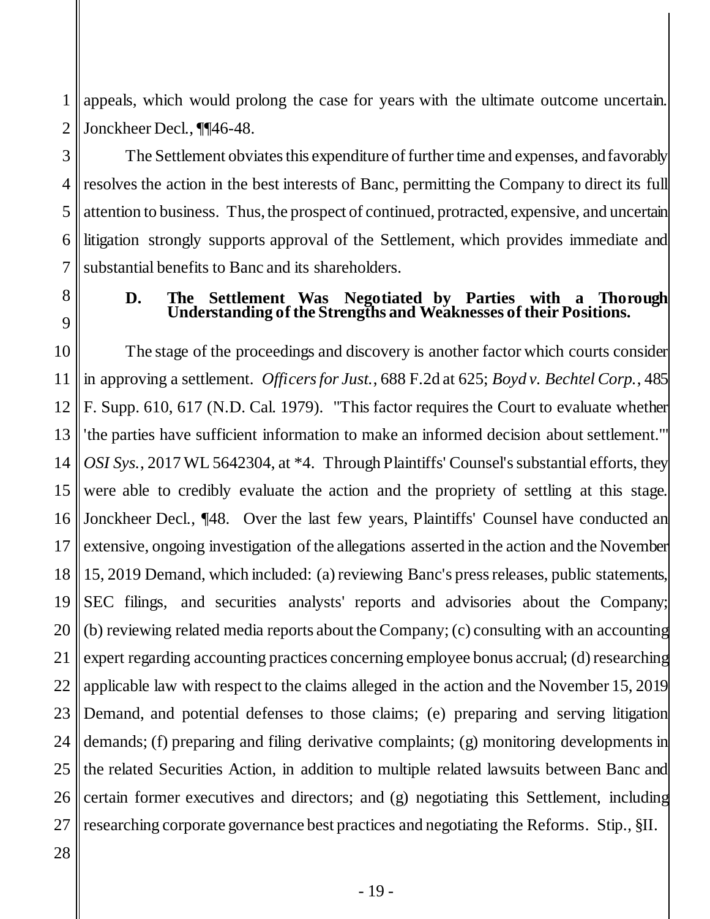appeals, which would prolong the case for years with the ultimate outcome uncertain. Jonckheer Decl., ¶¶46-48.

The Settlement obviates this expenditure of further time and expenses, and favorably resolves the action in the best interests of Banc, permitting the Company to direct its full attention to business. Thus, the prospect of continued, protracted, expensive, and uncertain litigation strongly supports approval of the Settlement, which provides immediate and substantial benefits to Banc and its shareholders.

### D. The Settlement Was Negotiated by Parties with a Thorough Understanding of the Strengths and Weaknesses of their Positions.

The stage of the proceedings and discovery is another factor which courts consider in approving a settlement. *Officers for Just.*, 688 F.2d at 625; *Boyd v. Bechtel Corp.*, 485 F. Supp. 610, 617 (N.D. Cal. 1979). "This factor requires the Court to evaluate whether 'the parties have sufficient information to make an informed decision about settlement.'" *OSI Sys.*, 2017 WL 5642304, at *4. Through Plaintiffs' Counsel's substantial efforts, they were able to credibly evaluate the action and the propriety of settling at this stage. Jonckheer Decl., ¶48. Over the last few years, Plaintiffs' Counsel have conducted an extensive, ongoing investigation of the allegations asserted in the action and the November 15, 2019 Demand, which included: (a) reviewing Banc's press releases, public statements, SEC filings, and securities analysts' reports and advisories about the Company; (b) reviewing related media reports about the Company; (c) consulting with an accounting expert regarding accounting practices concerning employee bonus accrual; (d) researching applicable law with respect to the claims alleged in the action and the November 15, 2019 Demand, and potential defenses to those claims; (e) preparing and serving litigation demands; (f) preparing and filing derivative complaints; (g) monitoring developments in the related Securities Action, in addition to multiple related lawsuits between Banc and certain former executives and directors; and (g) negotiating this Settlement, including researching corporate governance best practices and negotiating the Reforms. Stip., §II.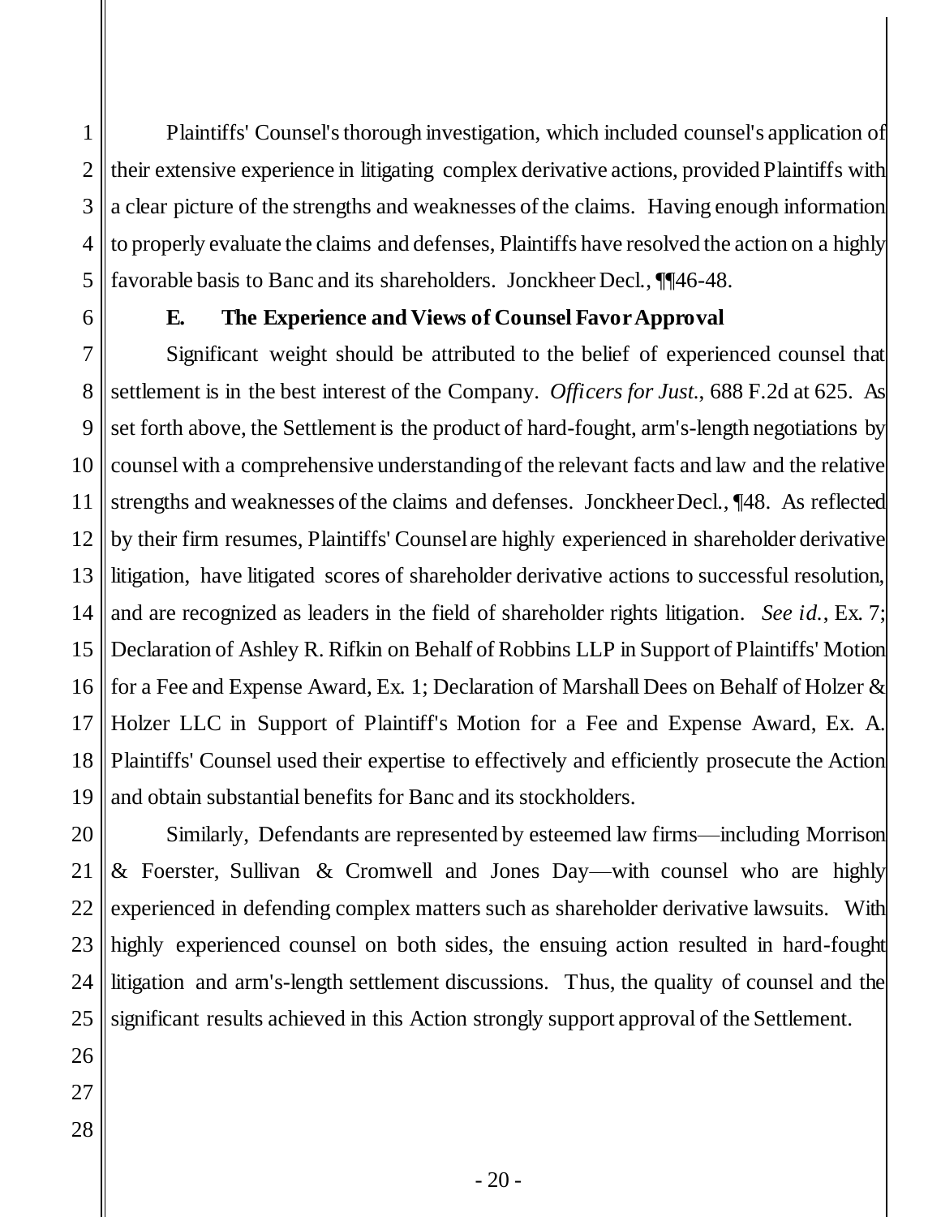Plaintiffs' Counsel's thorough investigation, which included counsel's application of their extensive experience in litigating complex derivative actions, provided Plaintiffs with a clear picture of the strengths and weaknesses of the claims. Having enough information to properly evaluate the claims and defenses, Plaintiffs have resolved the action on a highly favorable basis to Banc and its shareholders. Jonckheer Decl., ¶¶46-48.

### E. The Experience and Views of Counsel Favor Approval

Significant weight should be attributed to the belief of experienced counsel that settlement is in the best interest of the Company. *Officers for Just.*, 688 F.2d at 625. As set forth above, the Settlement is the product of hard-fought, arm's-length negotiations by counsel with a comprehensive understanding of the relevant facts and law and the relative strengths and weaknesses of the claims and defenses. Jonckheer Decl., ¶48. As reflected by their firm resumes, Plaintiffs' Counsel are highly experienced in shareholder derivative litigation, have litigated scores of shareholder derivative actions to successful resolution, and are recognized as leaders in the field of shareholder rights litigation. *See id.*, Ex. 7; Declaration of Ashley R. Rifkin on Behalf of Robbins LLP in Support of Plaintiffs' Motion for a Fee and Expense Award, Ex. 1; Declaration of Marshall Dees on Behalf of Holzer & Holzer LLC in Support of Plaintiff's Motion for a Fee and Expense Award, Ex. A. Plaintiffs' Counsel used their expertise to effectively and efficiently prosecute the Action and obtain substantial benefits for Banc and its stockholders.

Similarly, Defendants are represented by esteemed law firms—including Morrison & Foerster, Sullivan & Cromwell and Jones Day—with counsel who are highly experienced in defending complex matters such as shareholder derivative lawsuits. With highly experienced counsel on both sides, the ensuing action resulted in hard-fought litigation and arm's-length settlement discussions. Thus, the quality of counsel and the significant results achieved in this Action strongly support approval of the Settlement.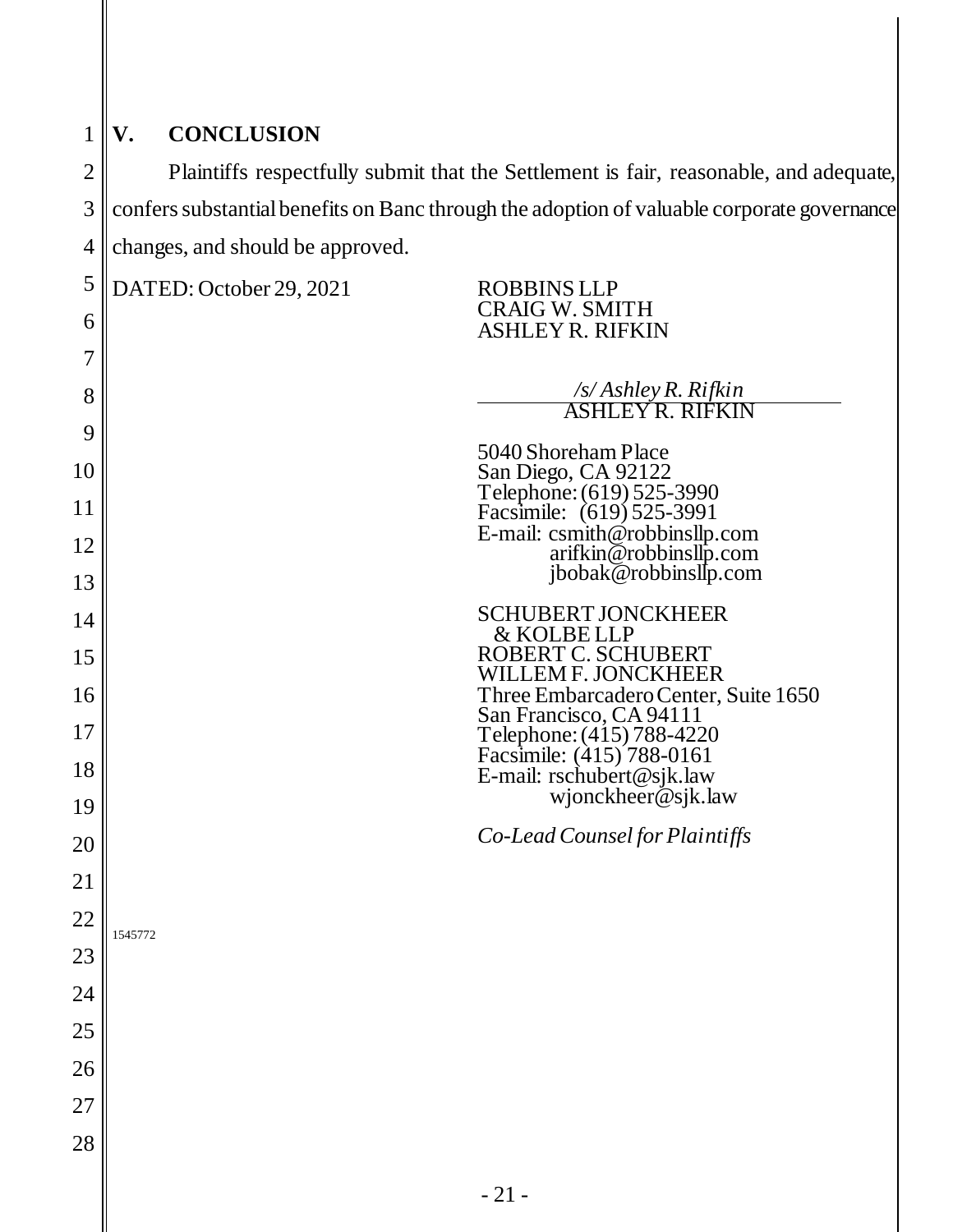## V. CONCLUSION

Plaintiffs respectfully submit that the Settlement is fair, reasonable, and adequate, confers substantial benefits on Banc through the adoption of valuable corporate governance changes, and should be approved.

DATED: October 29, 2021

ROBBINS LLP
CRAIG W. SMITH
ASHLEY R. RIFKIN

*/s/ Ashley R. Rifkin*
ASHLEY R. RIFKIN

5040 Shoreham Place
San Diego, CA 92122
Telephone: (619) 525-3990
Facsimile: (619) 525-3991
E-mail: csmith@robbinsllp.com
arifkin@robbinsllp.com
jbobak@robbinsllp.com

SCHUBERT JONCKHEER & KOLBE LLP
ROBERT C. SCHUBERT
WILLEM F. JONCKHEER
Three Embarcadero Center, Suite 1650
San Francisco, CA 94111
Telephone: (415) 788-4220
Facsimile: (415) 788-0161
E-mail: rschubert@sjk.law
wjonckheer@sjk.law

*Co-Lead Counsel for Plaintiffs*

1545772